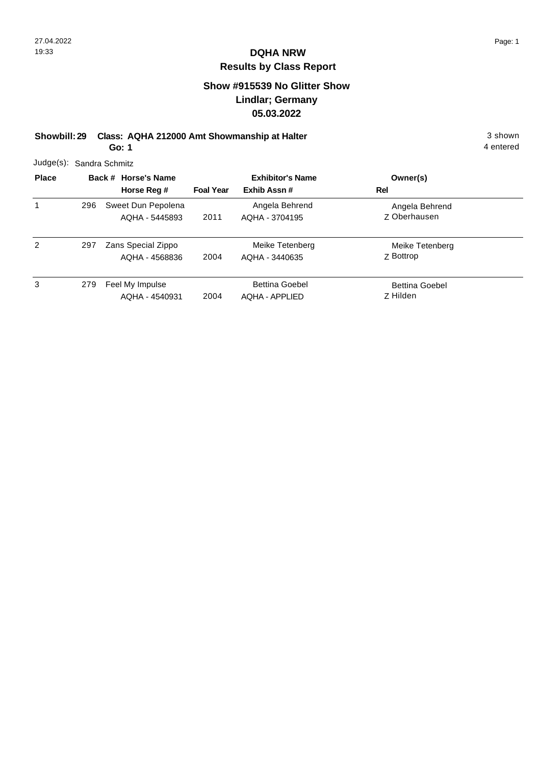# DQHA NRW

## Results by Class Report

### Show #915539 No Glitter Show
### Lindlar; Germany
### 05.03.2022

**Showbill: 29 Class: AQHA 212000 Amt Showmanship at Halter**
**Go: 1**

3 shown
4 entered

Judge(s): Sandra Schmitz

| Place | Back # | Horse's Name / Horse Reg # | Foal Year | Exhibitor's Name / Exhib Assn # | Owner(s) / Rel |
|---|---|---|---|---|---|
| 1 | 296 | Sweet Dun Pepolena<br>AQHA - 5445893 | 2011 | Angela Behrend<br>AQHA - 3704195 | Angela Behrend<br>Z Oberhausen |
| 2 | 297 | Zans Special Zippo<br>AQHA - 4568836 | 2004 | Meike Tetenberg<br>AQHA - 3440635 | Meike Tetenberg<br>Z Bottrop |
| 3 | 279 | Feel My Impulse<br>AQHA - 4540931 | 2004 | Bettina Goebel<br>AQHA - APPLIED | Bettina Goebel<br>Z Hilden |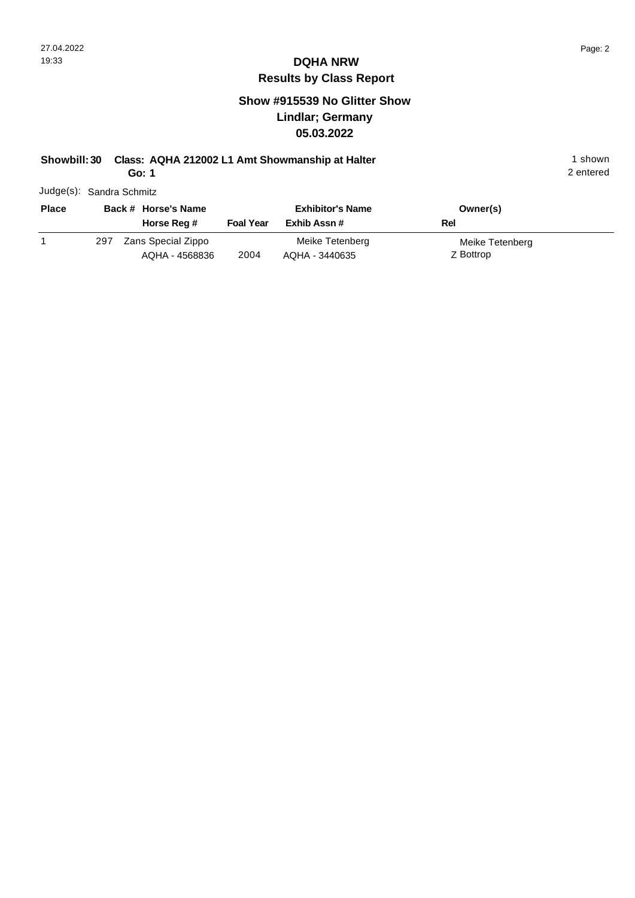# DQHA NRW

## Results by Class Report

### Show #915539 No Glitter Show
### Lindlar; Germany
### 05.03.2022

**Showbill: 30 Class: AQHA 212002 L1 Amt Showmanship at Halter**
**Go: 1**

1 shown
2 entered

Judge(s): Sandra Schmitz

| Place | Back # | Horse's Name / Horse Reg # | Foal Year | Exhibitor's Name / Exhib Assn # | Owner(s) / Rel |
|---|---|---|---|---|---|
| 1 | 297 | Zans Special Zippo<br>AQHA - 4568836 | 2004 | Meike Tetenberg<br>AQHA - 3440635 | Meike Tetenberg<br>Z Bottrop |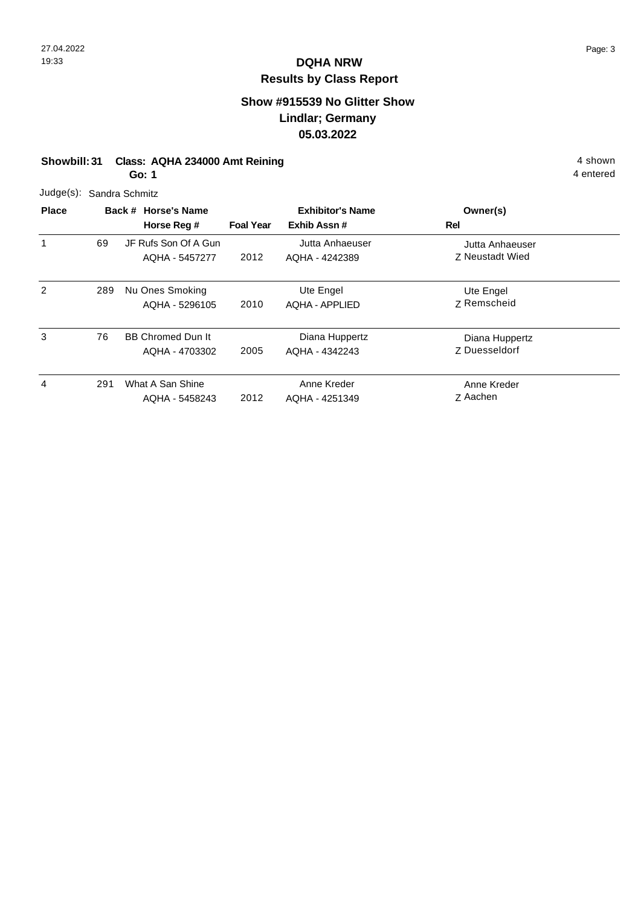# DQHA NRW

## Results by Class Report

### Show #915539 No Glitter Show
### Lindlar; Germany
### 05.03.2022

**Showbill: 31 Class: AQHA 234000 Amt Reining** 4 shown
**Go: 1** 4 entered

Judge(s): Sandra Schmitz

| Place | Back # | Horse's Name / Horse Reg # | Foal Year | Exhibitor's Name / Exhib Assn # | Owner(s) / Rel |
|---|---|---|---|---|---|
| 1 | 69 | JF Rufs Son Of A Gun<br>AQHA - 5457277 | 2012 | Jutta Anhaeuser<br>AQHA - 4242389 | Jutta Anhaeuser<br>Z Neustadt Wied |
| 2 | 289 | Nu Ones Smoking<br>AQHA - 5296105 | 2010 | Ute Engel<br>AQHA - APPLIED | Ute Engel<br>Z Remscheid |
| 3 | 76 | BB Chromed Dun It<br>AQHA - 4703302 | 2005 | Diana Huppertz<br>AQHA - 4342243 | Diana Huppertz<br>Z Duesseldorf |
| 4 | 291 | What A San Shine<br>AQHA - 5458243 | 2012 | Anne Kreder<br>AQHA - 4251349 | Anne Kreder<br>Z Aachen |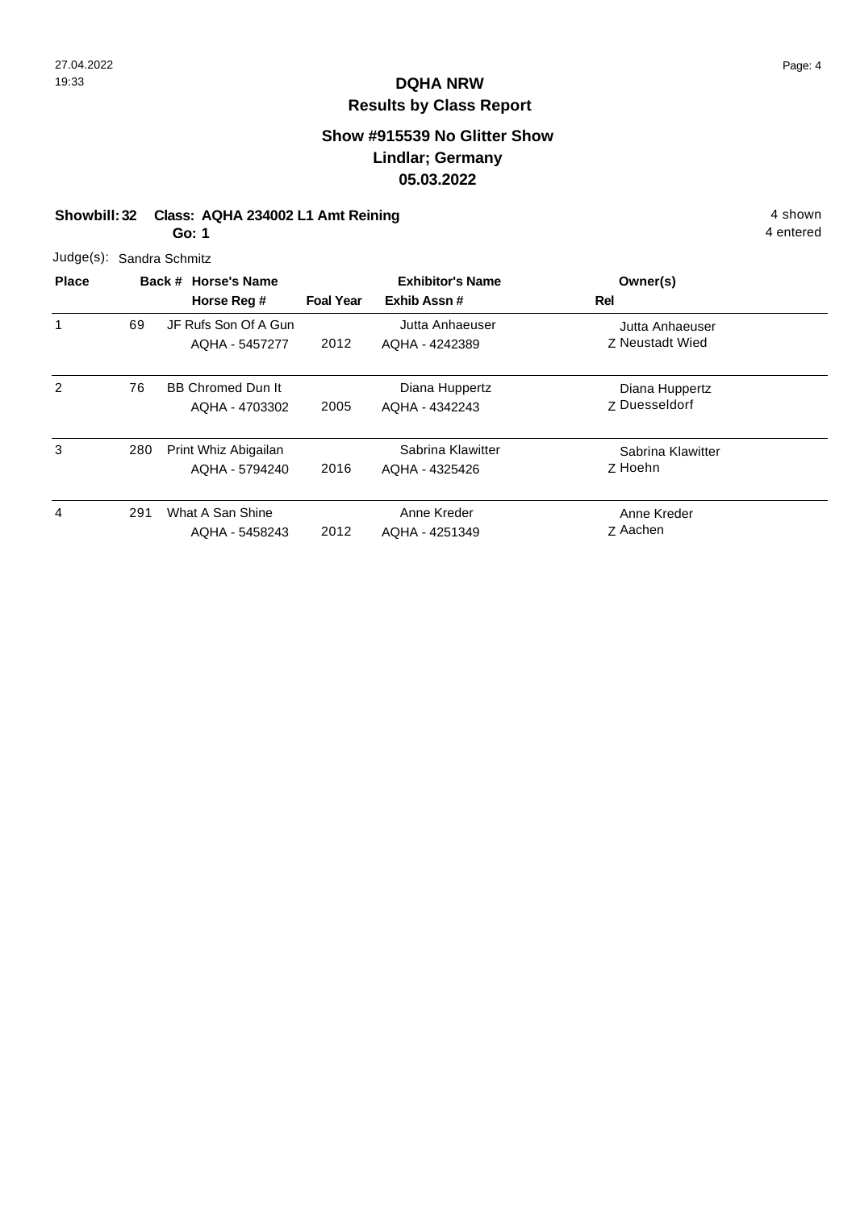# DQHA NRW

## Results by Class Report

### Show #915539 No Glitter Show
### Lindlar; Germany
### 05.03.2022

**Showbill: 32 Class: AQHA 234002 L1 Amt Reining** 4 shown

**Go: 1** 4 entered

Judge(s): Sandra Schmitz

| Place | Back # | Horse's Name / Horse Reg # | Foal Year | Exhibitor's Name / Exhib Assn # | Owner(s) / Rel |
|---|---|---|---|---|---|
| 1 | 69 | JF Rufs Son Of A Gun<br>AQHA - 5457277 | 2012 | Jutta Anhaeuser<br>AQHA - 4242389 | Jutta Anhaeuser<br>Z Neustadt Wied |
| 2 | 76 | BB Chromed Dun It<br>AQHA - 4703302 | 2005 | Diana Huppertz<br>AQHA - 4342243 | Diana Huppertz<br>Z Duesseldorf |
| 3 | 280 | Print Whiz Abigailan<br>AQHA - 5794240 | 2016 | Sabrina Klawitter<br>AQHA - 4325426 | Sabrina Klawitter<br>Z Hoehn |
| 4 | 291 | What A San Shine<br>AQHA - 5458243 | 2012 | Anne Kreder<br>AQHA - 4251349 | Anne Kreder<br>Z Aachen |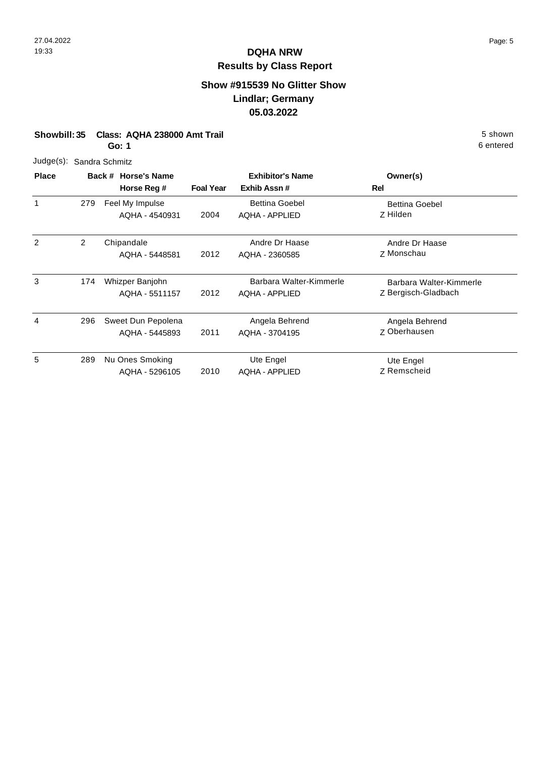# DQHA NRW

## Results by Class Report

### Show #915539 No Glitter Show
### Lindlar; Germany
### 05.03.2022

**Showbill: 35 Class: AQHA 238000 Amt Trail** 5 shown

**Go: 1** 6 entered

Judge(s): Sandra Schmitz

| Place | Back # | Horse's Name / Horse Reg # | Foal Year | Exhibitor's Name / Exhib Assn # | Owner(s) / Rel |
|---|---|---|---|---|---|
| 1 | 279 | Feel My Impulse<br>AQHA - 4540931 | 2004 | Bettina Goebel<br>AQHA - APPLIED | Bettina Goebel<br>Z Hilden |
| 2 | 2 | Chipandale<br>AQHA - 5448581 | 2012 | Andre Dr Haase<br>AQHA - 2360585 | Andre Dr Haase<br>Z Monschau |
| 3 | 174 | Whizper Banjohn<br>AQHA - 5511157 | 2012 | Barbara Walter-Kimmerle<br>AQHA - APPLIED | Barbara Walter-Kimmerle<br>Z Bergisch-Gladbach |
| 4 | 296 | Sweet Dun Pepolena<br>AQHA - 5445893 | 2011 | Angela Behrend<br>AQHA - 3704195 | Angela Behrend<br>Z Oberhausen |
| 5 | 289 | Nu Ones Smoking<br>AQHA - 5296105 | 2010 | Ute Engel<br>AQHA - APPLIED | Ute Engel<br>Z Remscheid |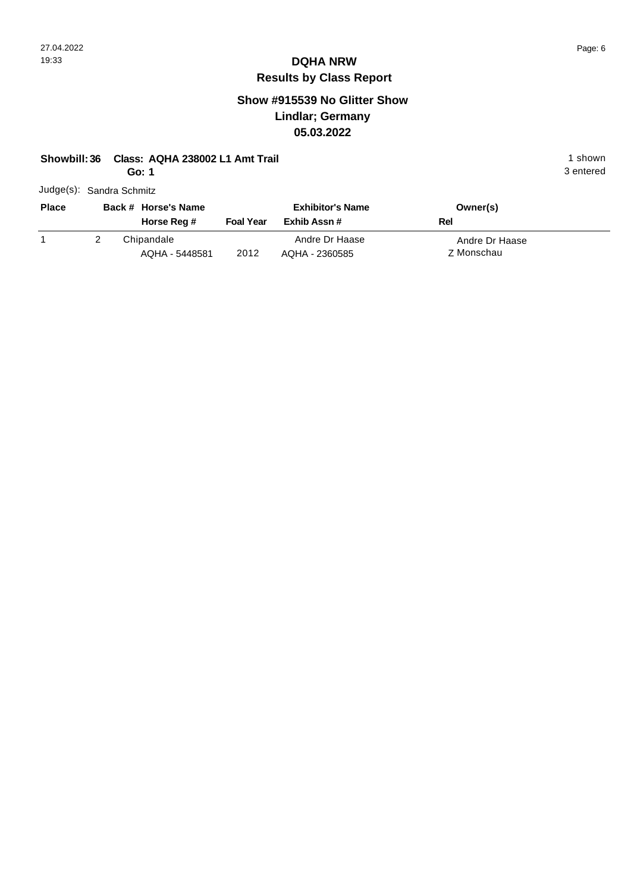## DQHA NRW

### Results by Class Report

### Show #915539 No Glitter Show
### Lindlar; Germany
### 05.03.2022

**Showbill: 36** **Class: AQHA 238002 L1 Amt Trail** 1 shown

**Go: 1** 3 entered

Judge(s): Sandra Schmitz

| Place | Back # | Horse's Name / Horse Reg # | Foal Year | Exhibitor's Name / Exhib Assn # | Owner(s) / Rel |
|---|---|---|---|---|---|
| 1 | 2 | Chipandale<br>AQHA - 5448581 | 2012 | Andre Dr Haase<br>AQHA - 2360585 | Andre Dr Haase<br>Z Monschau |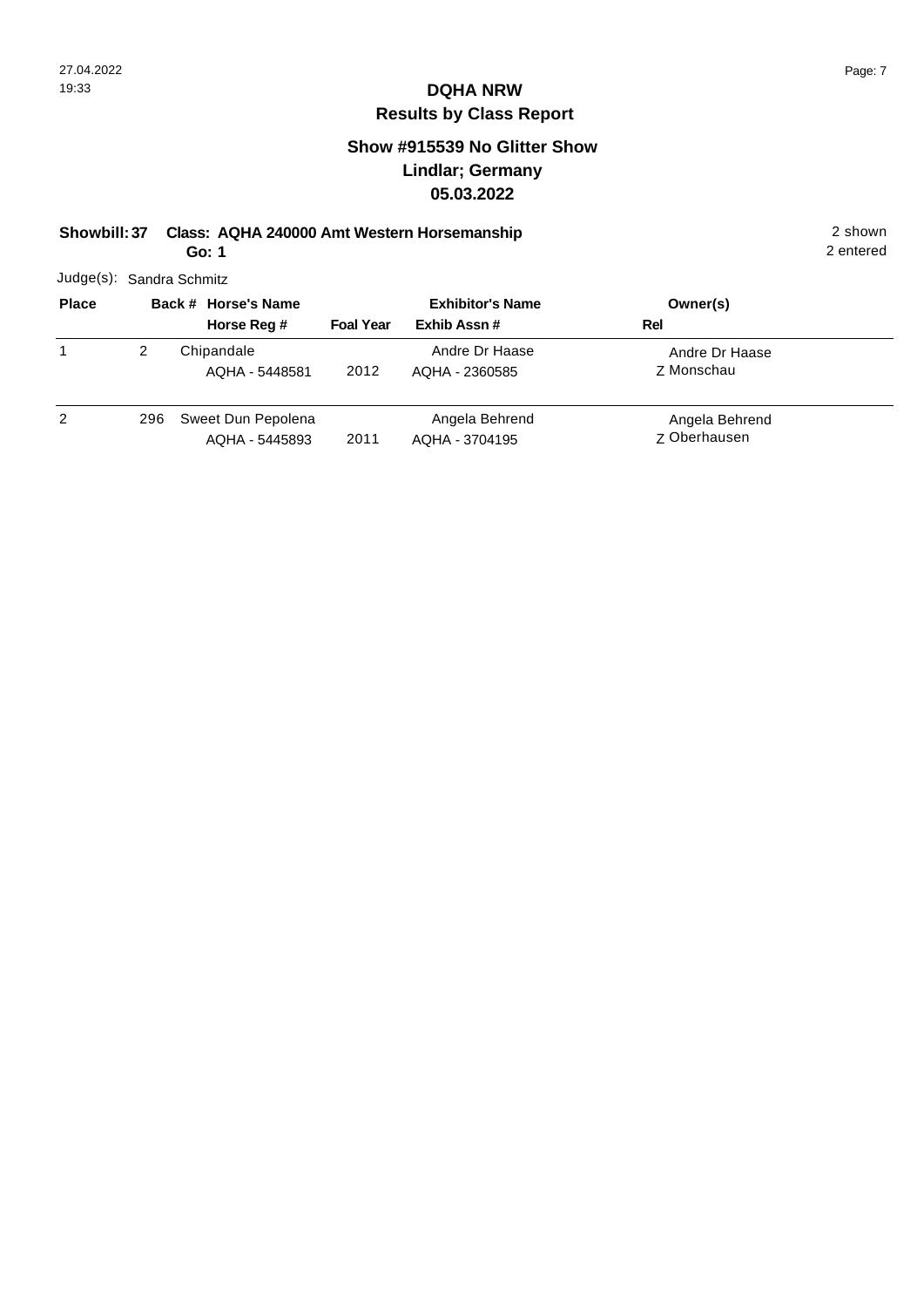# DQHA NRW

## Results by Class Report

### Show #915539 No Glitter Show
### Lindlar; Germany
### 05.03.2022

**Showbill: 37 Class: AQHA 240000 Amt Western Horsemanship** 2 shown

**Go: 1** 2 entered

Judge(s): Sandra Schmitz

| Place | Back # | Horse's Name / Horse Reg # | Foal Year | Exhibitor's Name / Exhib Assn # | Owner(s) / Rel |
|---|---|---|---|---|---|
| 1 | 2 | Chipandale<br>AQHA - 5448581 | 2012 | Andre Dr Haase<br>AQHA - 2360585 | Andre Dr Haase<br>Z Monschau |
| 2 | 296 | Sweet Dun Pepolena<br>AQHA - 5445893 | 2011 | Angela Behrend<br>AQHA - 3704195 | Angela Behrend<br>Z Oberhausen |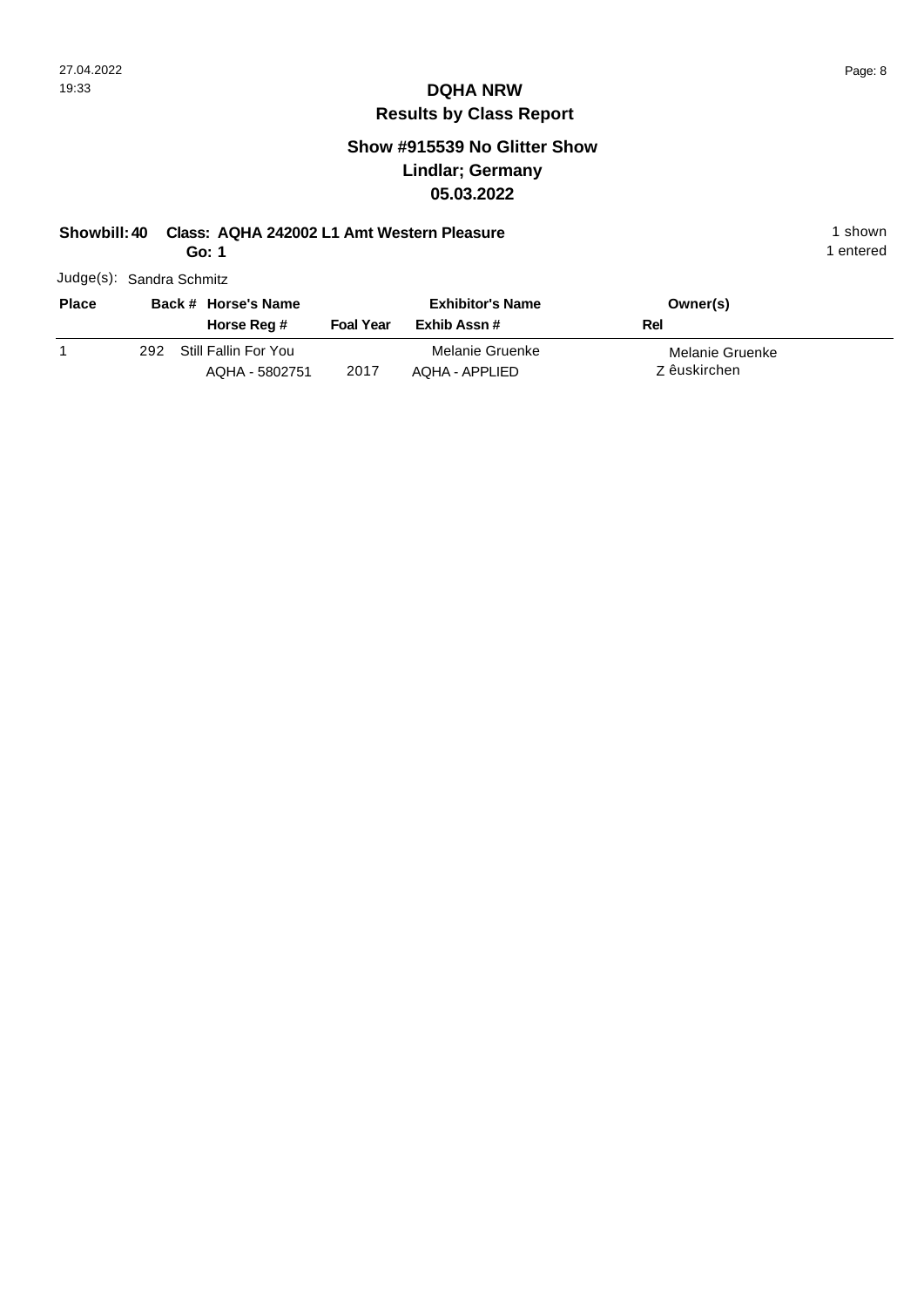# DQHA NRW

## Results by Class Report

### Show #915539 No Glitter Show
### Lindlar; Germany
### 05.03.2022

**Showbill: 40 Class: AQHA 242002 L1 Amt Western Pleasure** 1 shown

**Go: 1** 1 entered

Judge(s): Sandra Schmitz

| Place | Back # | Horse's Name / Horse Reg # | Foal Year | Exhibitor's Name / Exhib Assn # | Owner(s) / Rel |
|---|---|---|---|---|---|
| 1 | 292 | Still Fallin For You<br>AQHA - 5802751 | 2017 | Melanie Gruenke<br>AQHA - APPLIED | Melanie Gruenke<br>Z êuskirchen |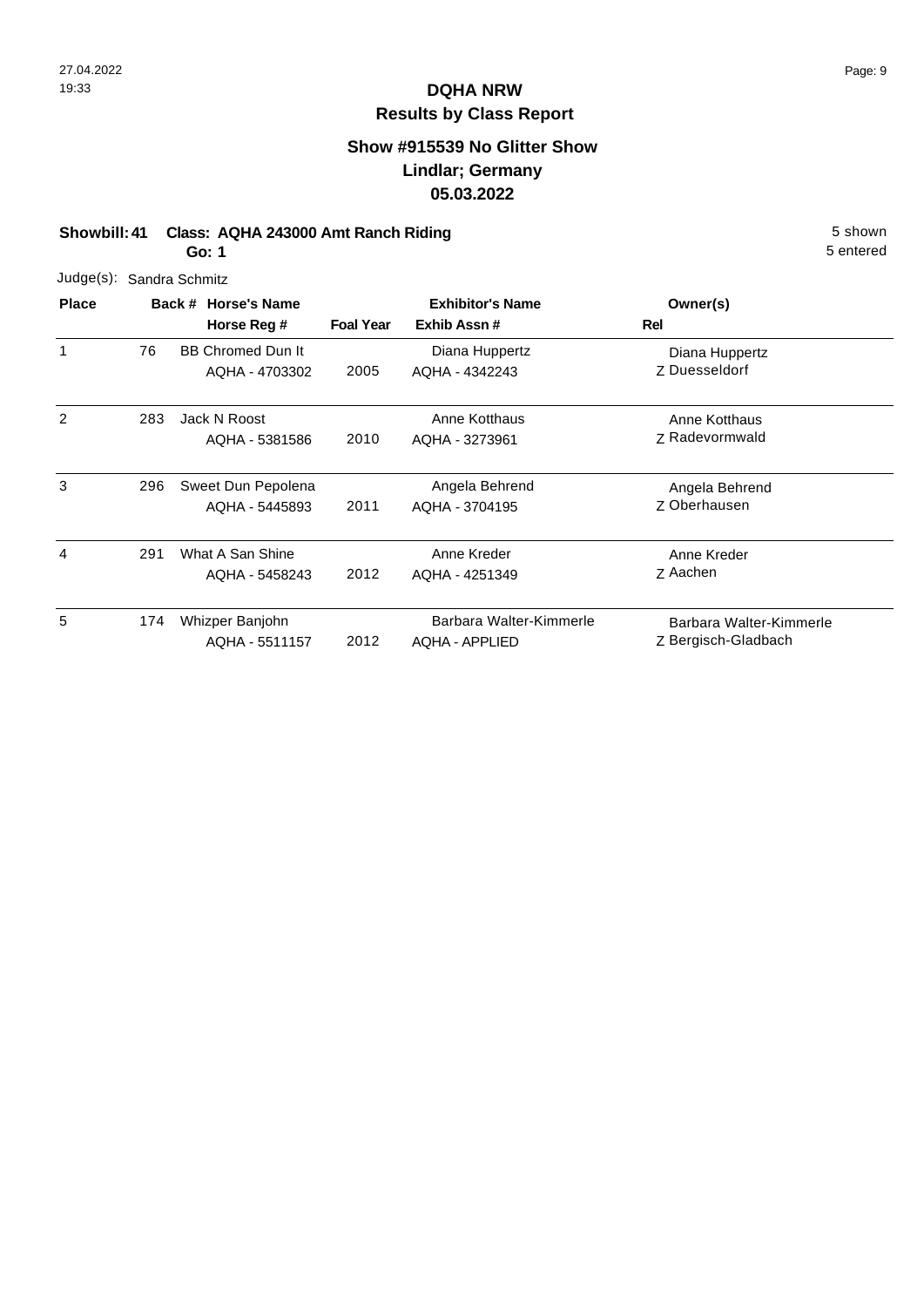# DQHA NRW

## Results by Class Report

### Show #915539 No Glitter Show
### Lindlar; Germany
### 05.03.2022

**Showbill: 41 Class: AQHA 243000 Amt Ranch Riding** 5 shown
**Go: 1** 5 entered

Judge(s): Sandra Schmitz

| Place | Back # | Horse's Name / Horse Reg # | Foal Year | Exhibitor's Name / Exhib Assn # | Owner(s) / Rel |
|---|---|---|---|---|---|
| 1 | 76 | BB Chromed Dun It<br>AQHA - 4703302 | 2005 | Diana Huppertz<br>AQHA - 4342243 | Diana Huppertz<br>Z Duesseldorf |
| 2 | 283 | Jack N Roost<br>AQHA - 5381586 | 2010 | Anne Kotthaus<br>AQHA - 3273961 | Anne Kotthaus<br>Z Radevormwald |
| 3 | 296 | Sweet Dun Pepolena<br>AQHA - 5445893 | 2011 | Angela Behrend<br>AQHA - 3704195 | Angela Behrend<br>Z Oberhausen |
| 4 | 291 | What A San Shine<br>AQHA - 5458243 | 2012 | Anne Kreder<br>AQHA - 4251349 | Anne Kreder<br>Z Aachen |
| 5 | 174 | Whizper Banjohn<br>AQHA - 5511157 | 2012 | Barbara Walter-Kimmerle<br>AQHA - APPLIED | Barbara Walter-Kimmerle<br>Z Bergisch-Gladbach |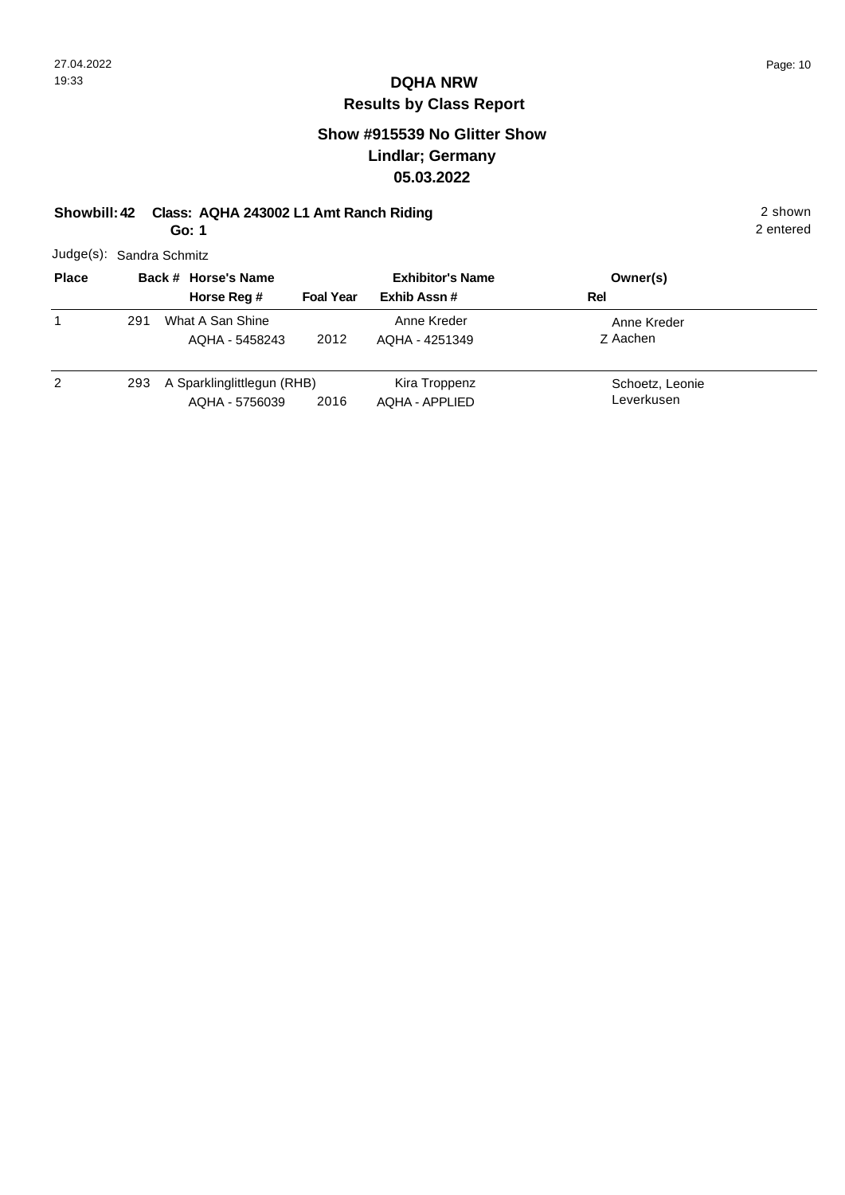# DQHA NRW

## Results by Class Report

### Show #915539 No Glitter Show
### Lindlar; Germany
### 05.03.2022

**Showbill: 42 Class: AQHA 243002 L1 Amt Ranch Riding** 2 shown
**Go: 1** 2 entered

Judge(s): Sandra Schmitz

| Place | Back # | Horse's Name / Horse Reg # | Foal Year | Exhibitor's Name / Exhib Assn # | Owner(s) / Rel |
|---|---|---|---|---|---|
| 1 | 291 | What A San Shine<br>AQHA - 5458243 | 2012 | Anne Kreder<br>AQHA - 4251349 | Anne Kreder<br>Z Aachen |
| 2 | 293 | A Sparklinglittlegun (RHB)<br>AQHA - 5756039 | 2016 | Kira Troppenz<br>AQHA - APPLIED | Schoetz, Leonie<br>Leverkusen |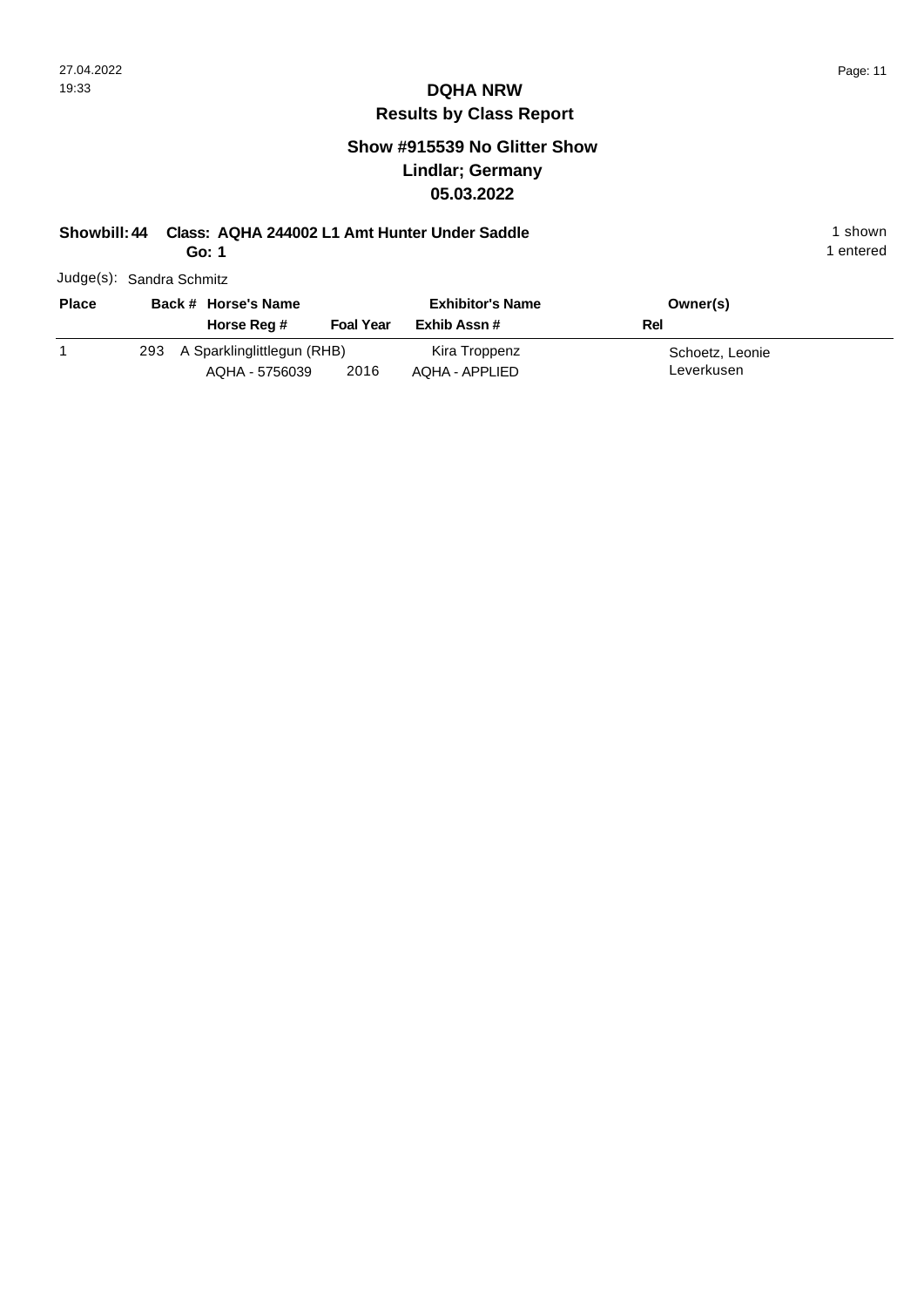# DQHA NRW

## Results by Class Report

### Show #915539 No Glitter Show
### Lindlar; Germany
### 05.03.2022

**Showbill: 44 Class: AQHA 244002 L1 Amt Hunter Under Saddle** 1 shown
**Go: 1** 1 entered

Judge(s): Sandra Schmitz

| Place | Back # | Horse's Name / Horse Reg # | Foal Year | Exhibitor's Name / Exhib Assn # | Owner(s) / Rel |
|---|---|---|---|---|---|
| 1 | 293 | A Sparklinglittlegun (RHB) / AQHA - 5756039 | 2016 | Kira Troppenz / AQHA - APPLIED | Schoetz, Leonie / Leverkusen |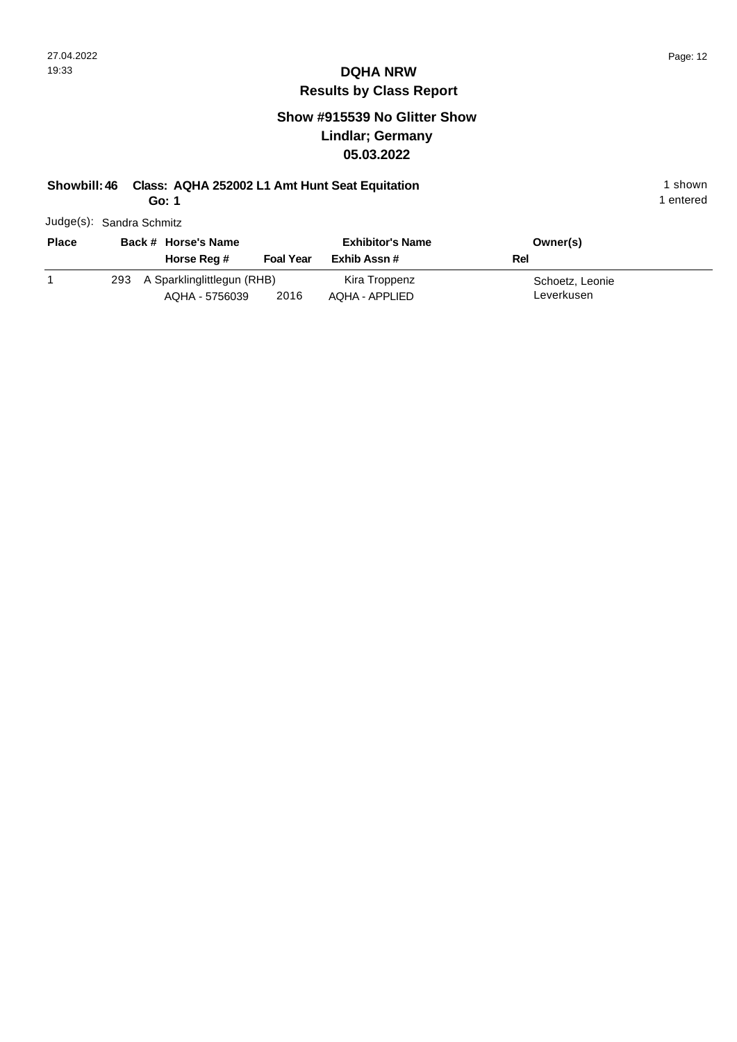# DQHA NRW

## Results by Class Report

### Show #915539 No Glitter Show
### Lindlar; Germany
### 05.03.2022

**Showbill: 46 Class: AQHA 252002 L1 Amt Hunt Seat Equitation** 1 shown

**Go: 1** 1 entered

Judge(s): Sandra Schmitz

| Place | Back # | Horse's Name / Horse Reg # | Foal Year | Exhibitor's Name / Exhib Assn # | Owner(s) / Rel |
|---|---|---|---|---|---|
| 1 | 293 | A Sparklinglittlegun (RHB) / AQHA - 5756039 | 2016 | Kira Troppenz / AQHA - APPLIED | Schoetz, Leonie / Leverkusen |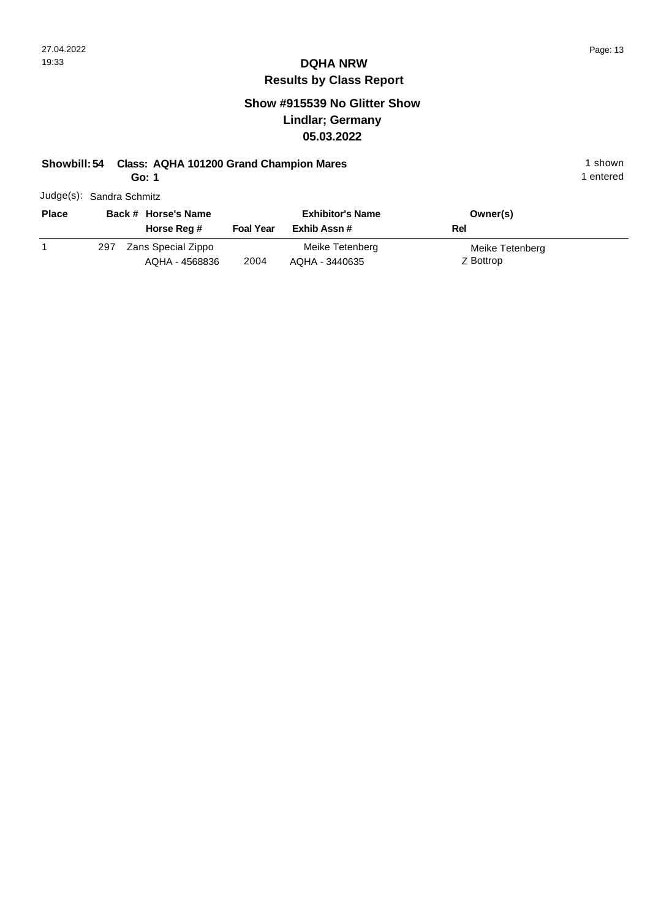# DQHA NRW
## Results by Class Report

### Show #915539 No Glitter Show
### Lindlar; Germany
### 05.03.2022

**Showbill: 54 Class: AQHA 101200 Grand Champion Mares** — 1 shown

**Go: 1** — 1 entered

Judge(s): Sandra Schmitz

| Place | Back # | Horse's Name / Horse Reg # | Foal Year | Exhibitor's Name / Exhib Assn # | Owner(s) / Rel |
|---|---|---|---|---|---|
| 1 | 297 | Zans Special Zippo<br>AQHA - 4568836 | 2004 | Meike Tetenberg<br>AQHA - 3440635 | Meike Tetenberg<br>Z Bottrop |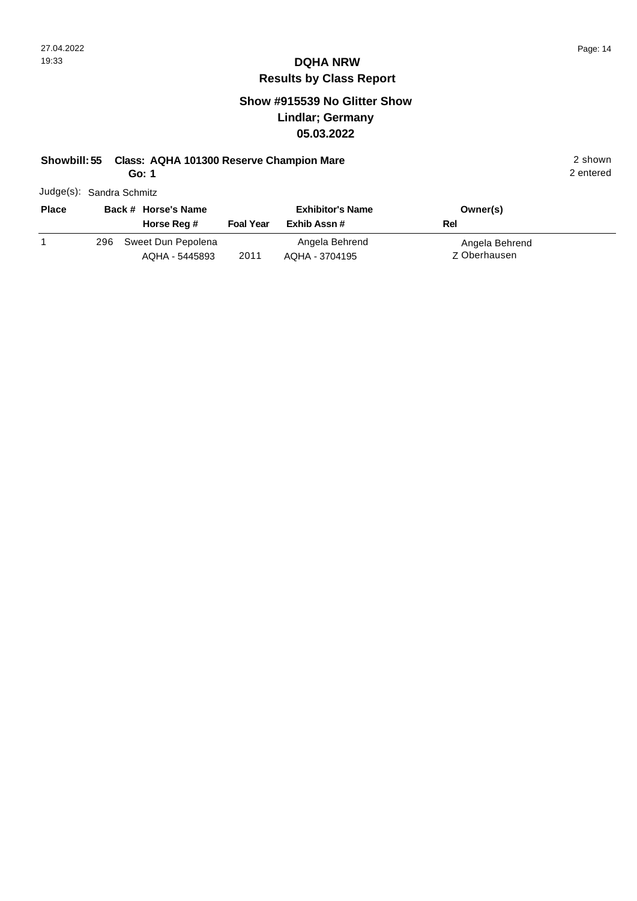# DQHA NRW

## Results by Class Report

### Show #915539 No Glitter Show
### Lindlar; Germany
### 05.03.2022

**Showbill: 55 Class: AQHA 101300 Reserve Champion Mare** 2 shown

**Go: 1** 2 entered

Judge(s): Sandra Schmitz

| Place | Back # | Horse's Name / Horse Reg # | Foal Year | Exhibitor's Name / Exhib Assn # | Owner(s) / Rel |
|---|---|---|---|---|---|
| 1 | 296 | Sweet Dun Pepolena<br>AQHA - 5445893 | 2011 | Angela Behrend<br>AQHA - 3704195 | Angela Behrend<br>Z Oberhausen |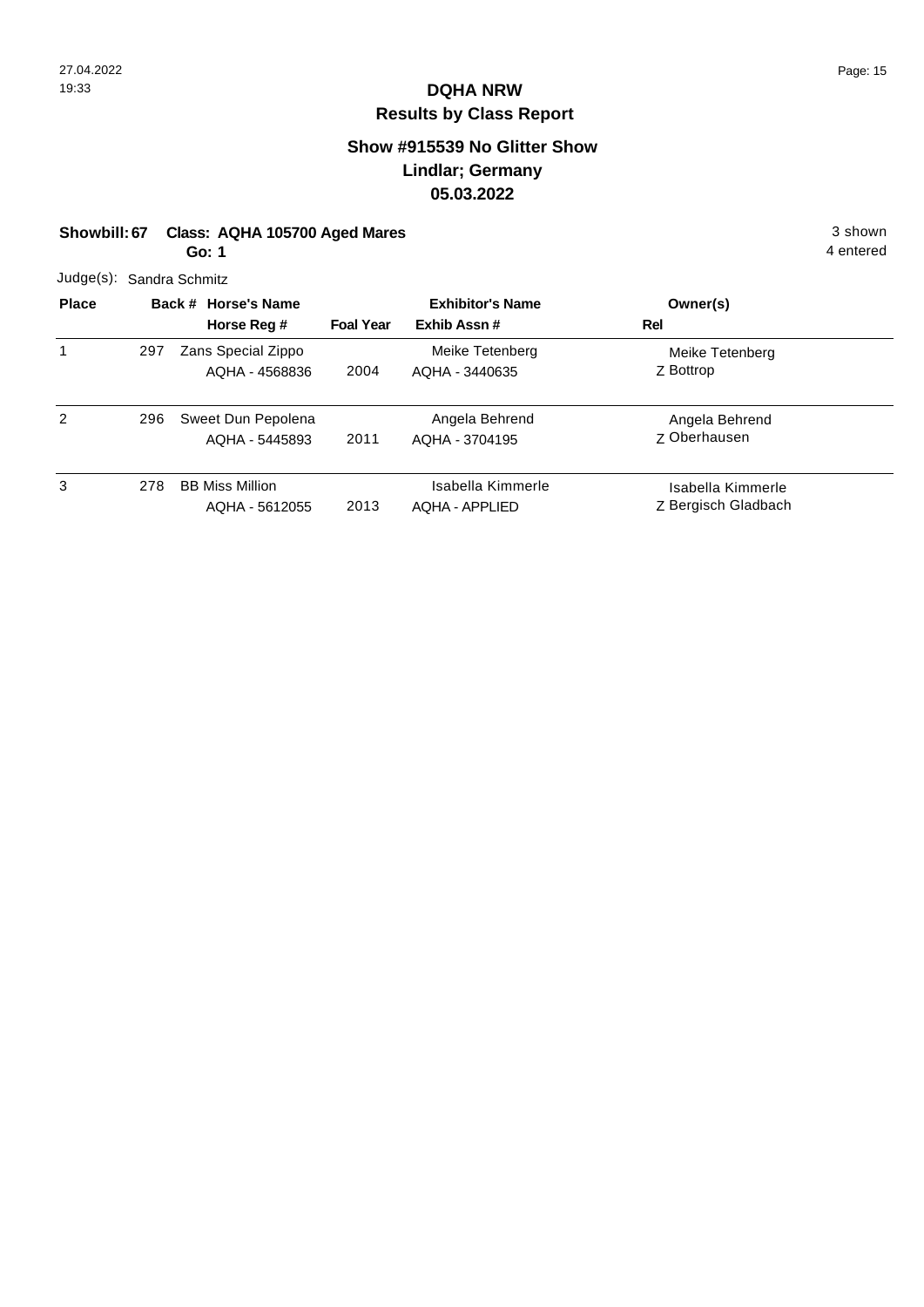# DQHA NRW

## Results by Class Report

### Show #915539 No Glitter Show
### Lindlar; Germany
### 05.03.2022

**Showbill: 67 Class: AQHA 105700 Aged Mares** 3 shown
**Go: 1** 4 entered

Judge(s): Sandra Schmitz

| Place | Back # | Horse's Name / Horse Reg # | Foal Year | Exhibitor's Name / Exhib Assn # | Owner(s) / Rel |
|---|---|---|---|---|---|
| 1 | 297 | Zans Special Zippo<br>AQHA - 4568836 | 2004 | Meike Tetenberg<br>AQHA - 3440635 | Meike Tetenberg<br>Z Bottrop |
| 2 | 296 | Sweet Dun Pepolena<br>AQHA - 5445893 | 2011 | Angela Behrend<br>AQHA - 3704195 | Angela Behrend<br>Z Oberhausen |
| 3 | 278 | BB Miss Million<br>AQHA - 5612055 | 2013 | Isabella Kimmerle<br>AQHA - APPLIED | Isabella Kimmerle<br>Z Bergisch Gladbach |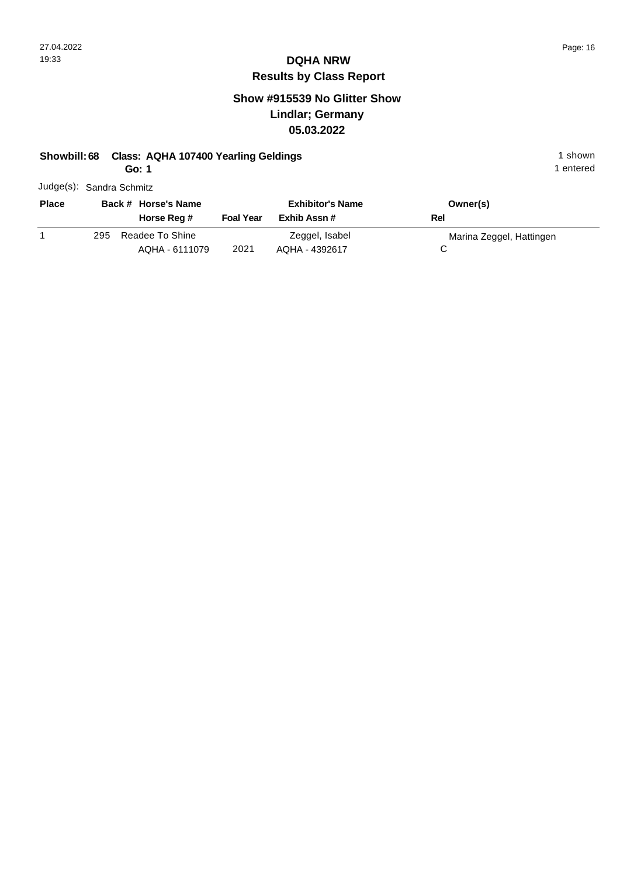# DQHA NRW

## Results by Class Report

### Show #915539 No Glitter Show
### Lindlar; Germany
### 05.03.2022

**Showbill: 68 Class: AQHA 107400 Yearling Geldings** 1 shown

**Go: 1** 1 entered

Judge(s): Sandra Schmitz

| Place | Back # | Horse's Name / Horse Reg # | Foal Year | Exhibitor's Name / Exhib Assn # | Owner(s) / Rel |
|---|---|---|---|---|---|
| 1 | 295 | Readee To Shine<br>AQHA - 6111079 | 2021 | Zeggel, Isabel<br>AQHA - 4392617 | Marina Zeggel, Hattingen<br>C |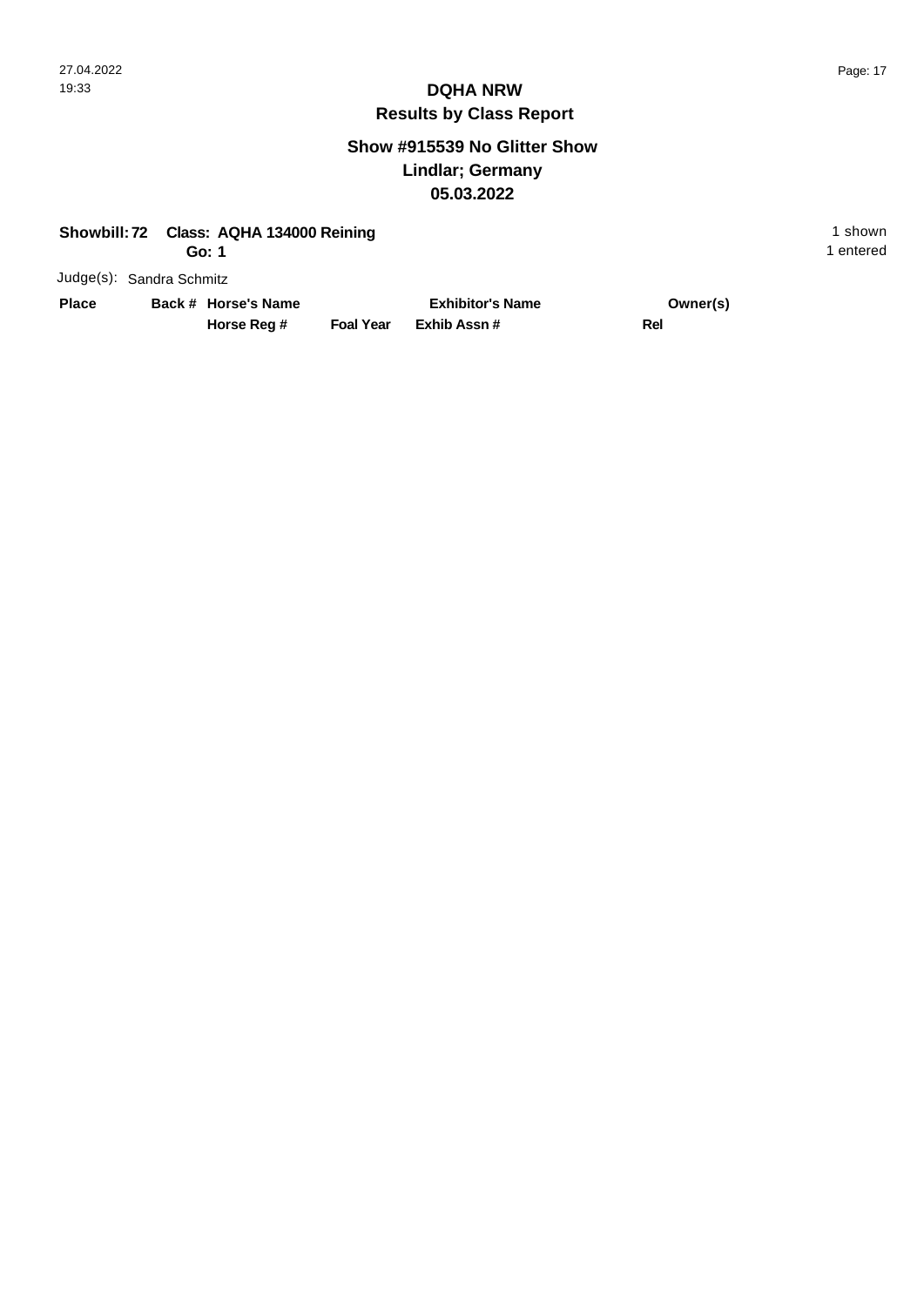# DQHA NRW

## Results by Class Report

### Show #915539 No Glitter Show
### Lindlar; Germany
### 05.03.2022

**Showbill: 72** **Class: AQHA 134000 Reining** 1 shown
**Go: 1** 1 entered

Judge(s): Sandra Schmitz

| Place | Back # | Horse's Name / Horse Reg # | Foal Year | Exhibitor's Name / Exhib Assn # | Owner(s) / Rel |
|---|---|---|---|---|---|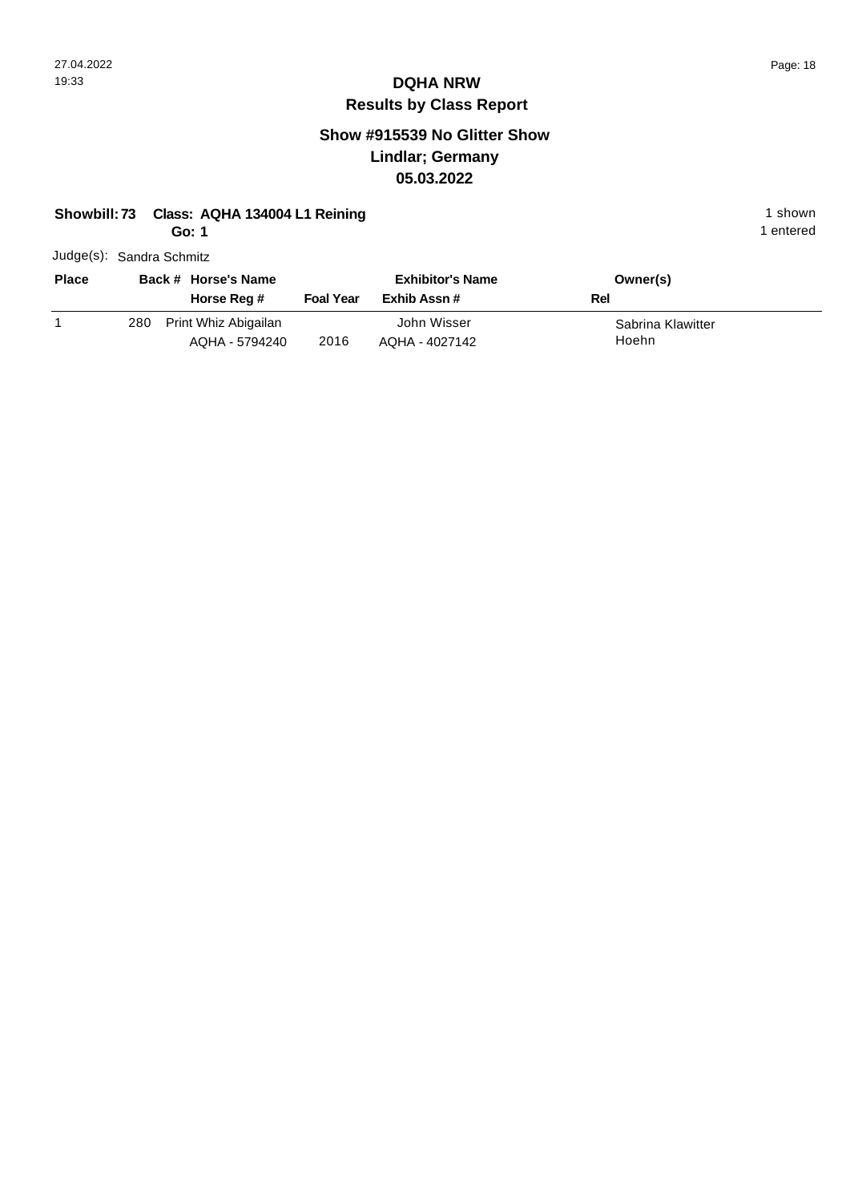# DQHA NRW

## Results by Class Report

### Show #915539 No Glitter Show
### Lindlar; Germany
### 05.03.2022

**Showbill: 73 Class: AQHA 134004 L1 Reining** 1 shown
**Go: 1** 1 entered

Judge(s): Sandra Schmitz

| Place | Back # | Horse's Name / Horse Reg # | Foal Year | Exhibitor's Name / Exhib Assn # | Owner(s) / Rel |
|---|---|---|---|---|---|
| 1 | 280 | Print Whiz Abigailan<br>AQHA - 5794240 | 2016 | John Wisser<br>AQHA - 4027142 | Sabrina Klawitter<br>Hoehn |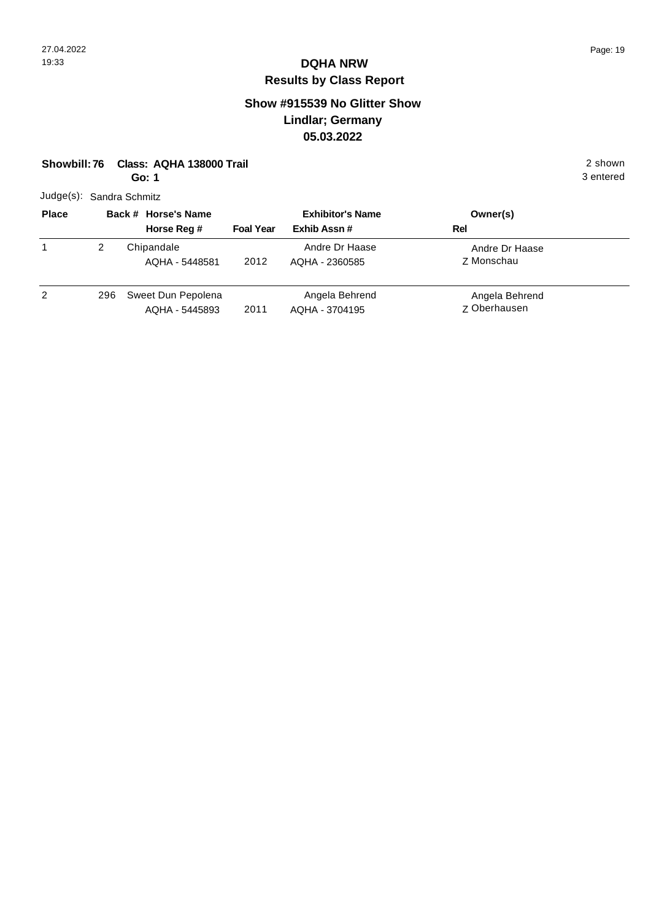# DQHA NRW

## Results by Class Report

### Show #915539 No Glitter Show
### Lindlar; Germany
### 05.03.2022

**Showbill: 76 Class: AQHA 138000 Trail** 2 shown
**Go: 1** 3 entered

Judge(s): Sandra Schmitz

| Place | Back # | Horse's Name / Horse Reg # | Foal Year | Exhibitor's Name / Exhib Assn # | Owner(s) / Rel |
|---|---|---|---|---|---|
| 1 | 2 | Chipandale<br>AQHA - 5448581 | 2012 | Andre Dr Haase<br>AQHA - 2360585 | Andre Dr Haase<br>Z Monschau |
| 2 | 296 | Sweet Dun Pepolena<br>AQHA - 5445893 | 2011 | Angela Behrend<br>AQHA - 3704195 | Angela Behrend<br>Z Oberhausen |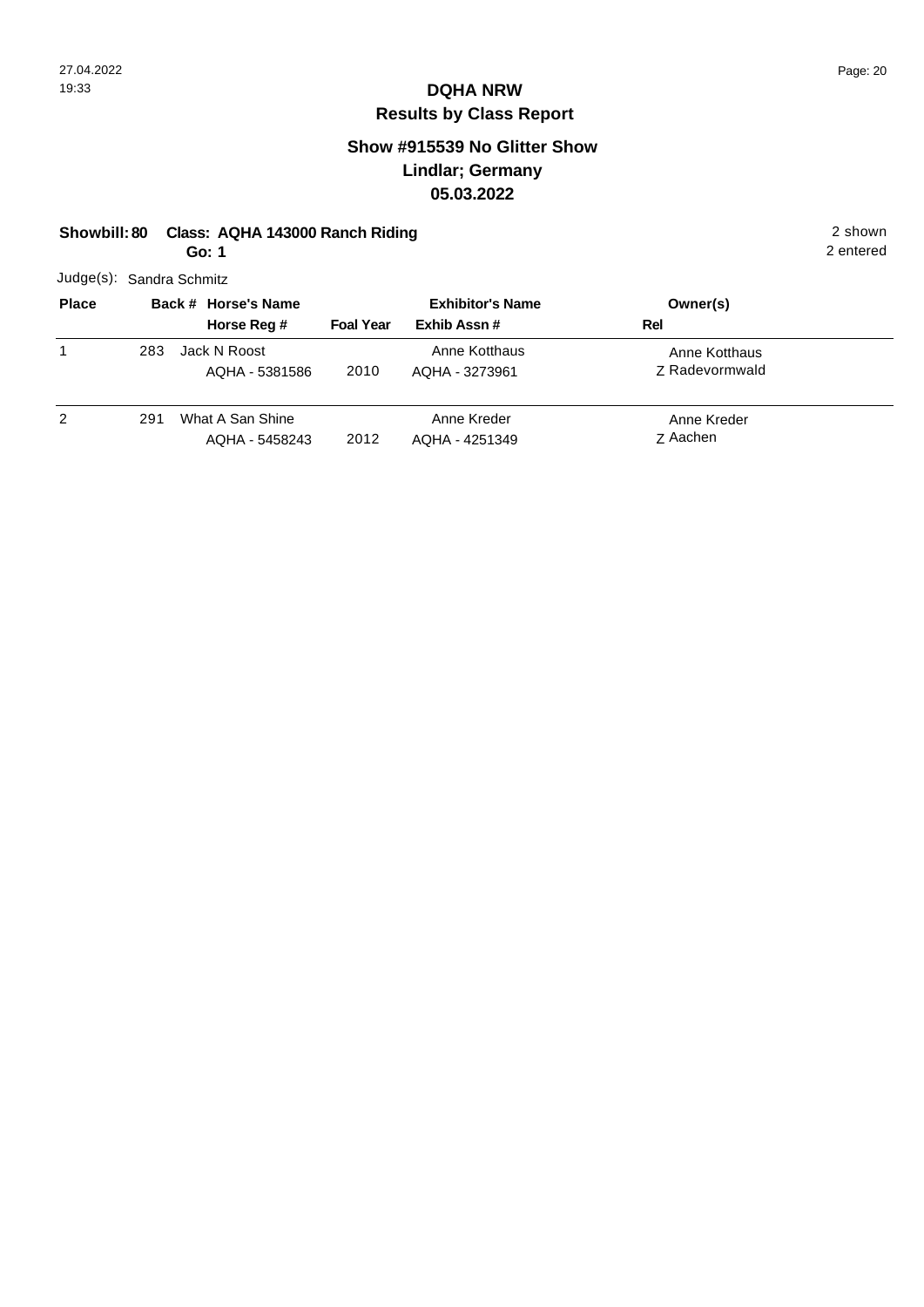# DQHA NRW
## Results by Class Report

### Show #915539 No Glitter Show
### Lindlar; Germany
### 05.03.2022

**Showbill: 80 Class: AQHA 143000 Ranch Riding** 2 shown
**Go: 1** 2 entered

Judge(s): Sandra Schmitz

| Place | Back # | Horse's Name / Horse Reg # | Foal Year | Exhibitor's Name / Exhib Assn # | Owner(s) / Rel |
|---|---|---|---|---|---|
| 1 | 283 | Jack N Roost<br>AQHA - 5381586 | 2010 | Anne Kotthaus<br>AQHA - 3273961 | Anne Kotthaus<br>Z Radevormwald |
| 2 | 291 | What A San Shine<br>AQHA - 5458243 | 2012 | Anne Kreder<br>AQHA - 4251349 | Anne Kreder<br>Z Aachen |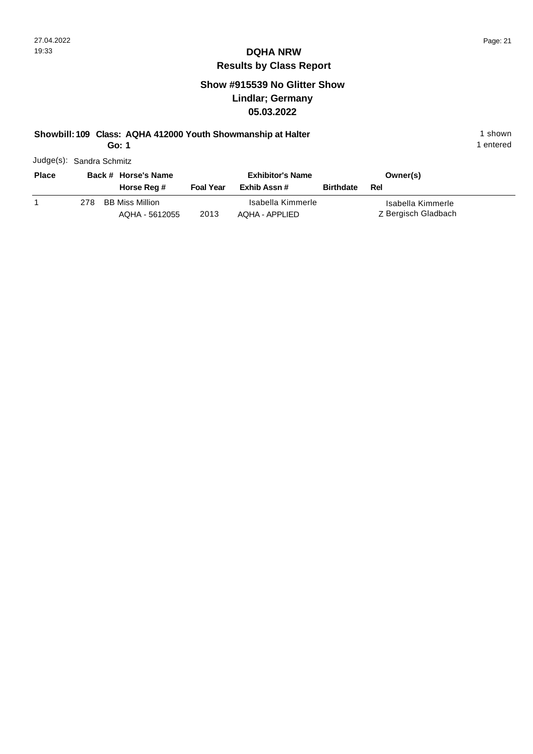# DQHA NRW

## Results by Class Report

### Show #915539 No Glitter Show
### Lindlar; Germany
### 05.03.2022

**Showbill: 109 Class: AQHA 412000 Youth Showmanship at Halter** 1 shown

**Go: 1** 1 entered

Judge(s): Sandra Schmitz

| Place | Back # | Horse's Name / Horse Reg # | Foal Year | Exhibitor's Name / Exhib Assn # | Birthdate | Owner(s) / Rel |
|---|---|---|---|---|---|---|
| 1 | 278 | BB Miss Million / AQHA - 5612055 | 2013 | Isabella Kimmerle / AQHA - APPLIED | | Isabella Kimmerle / Z Bergisch Gladbach |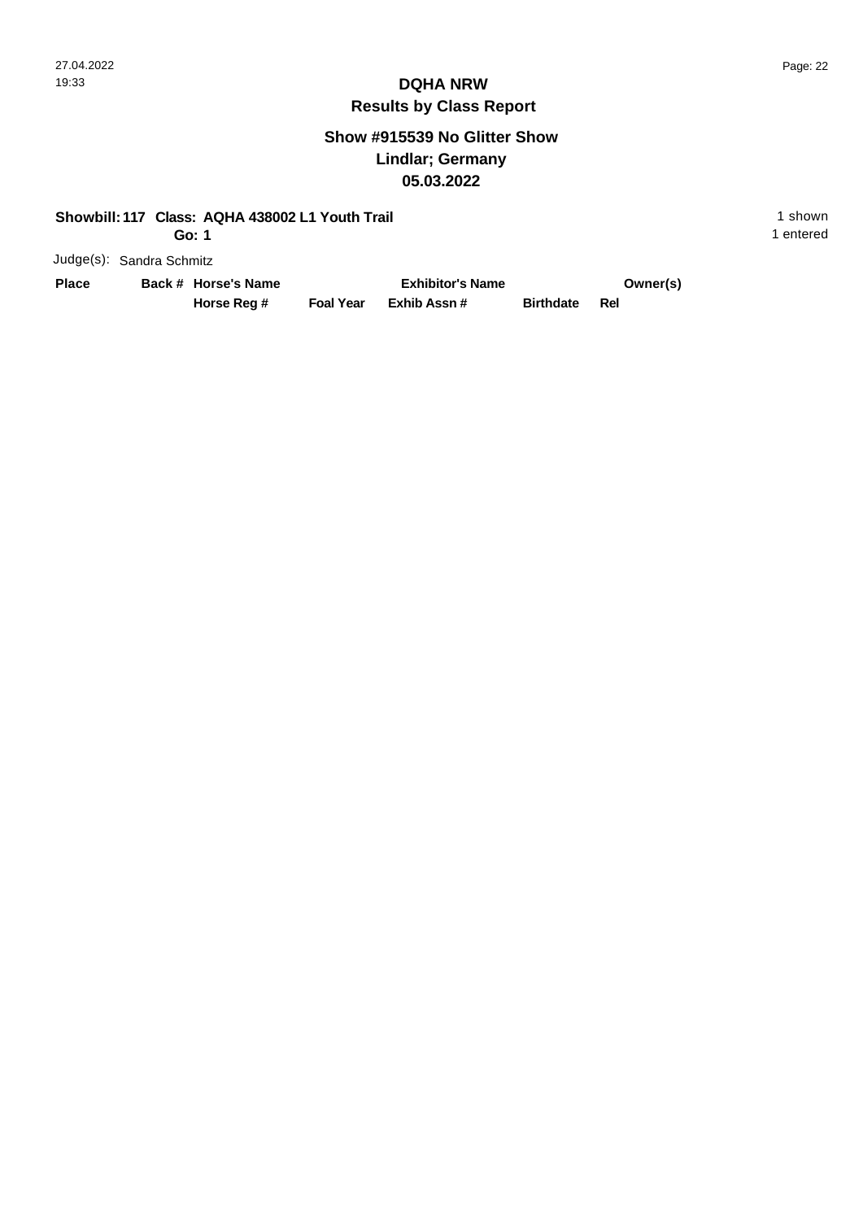# DQHA NRW

## Results by Class Report

### Show #915539 No Glitter Show
### Lindlar; Germany
### 05.03.2022

**Showbill: 117 Class: AQHA 438002 L1 Youth Trail**
**Go: 1**

1 shown
1 entered

Judge(s): Sandra Schmitz

| Place | Back # | Horse's Name / Horse Reg # | Foal Year | Exhibitor's Name / Exhib Assn # | Birthdate | Rel | Owner(s) |
|---|---|---|---|---|---|---|---|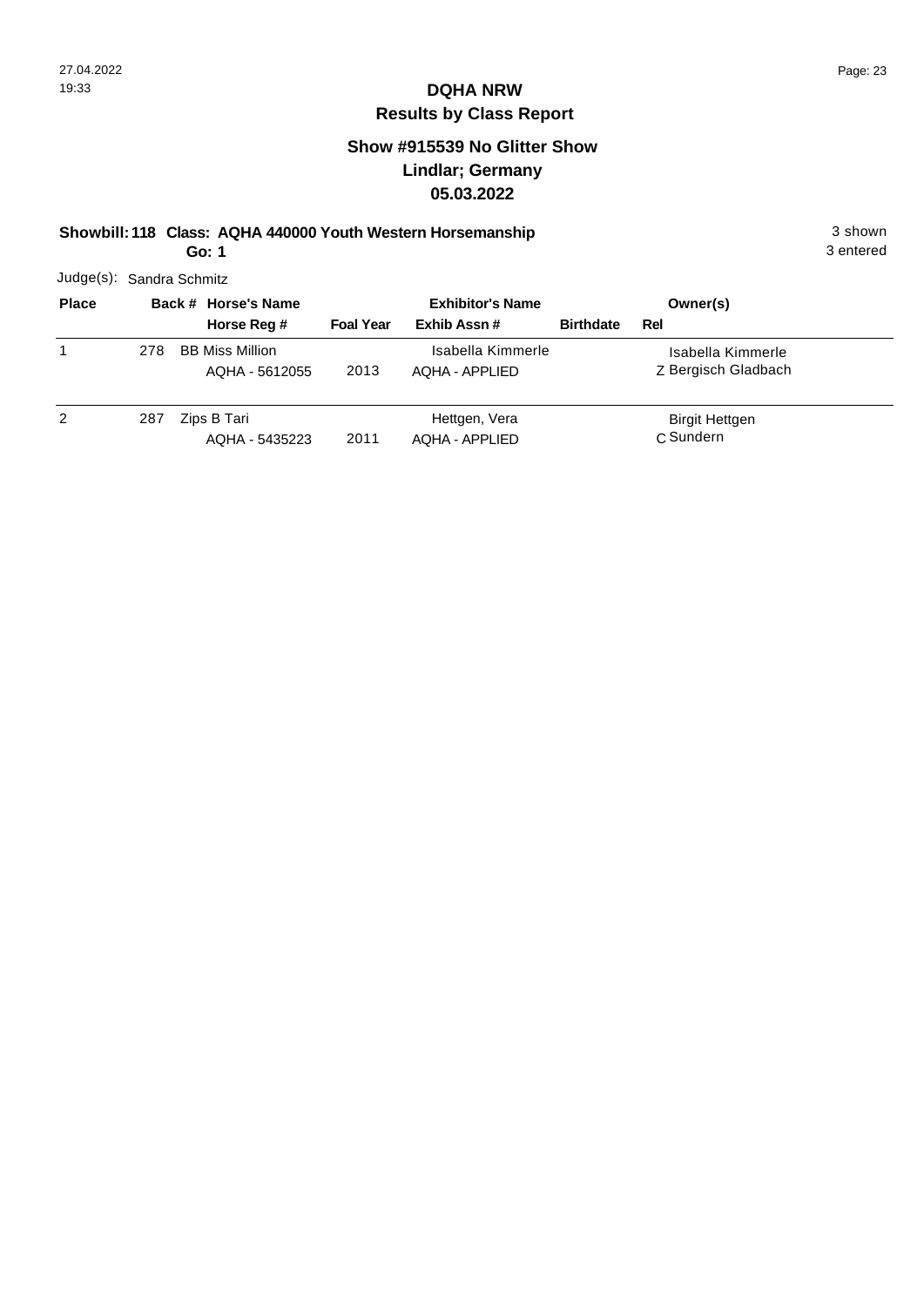# DQHA NRW

## Results by Class Report

### Show #915539 No Glitter Show
### Lindlar; Germany
### 05.03.2022

**Showbill: 118 Class: AQHA 440000 Youth Western Horsemanship** 3 shown
**Go: 1** 3 entered

Judge(s): Sandra Schmitz

| Place | Back # | Horse's Name / Horse Reg # | Foal Year | Exhibitor's Name / Exhib Assn # | Birthdate | Rel | Owner(s) |
|---|---|---|---|---|---|---|---|
| 1 | 278 | BB Miss Million<br>AQHA - 5612055 | 2013 | Isabella Kimmerle<br>AQHA - APPLIED | | Z | Isabella Kimmerle<br>Bergisch Gladbach |
| 2 | 287 | Zips B Tari<br>AQHA - 5435223 | 2011 | Hettgen, Vera<br>AQHA - APPLIED | | C | Birgit Hettgen<br>Sundern |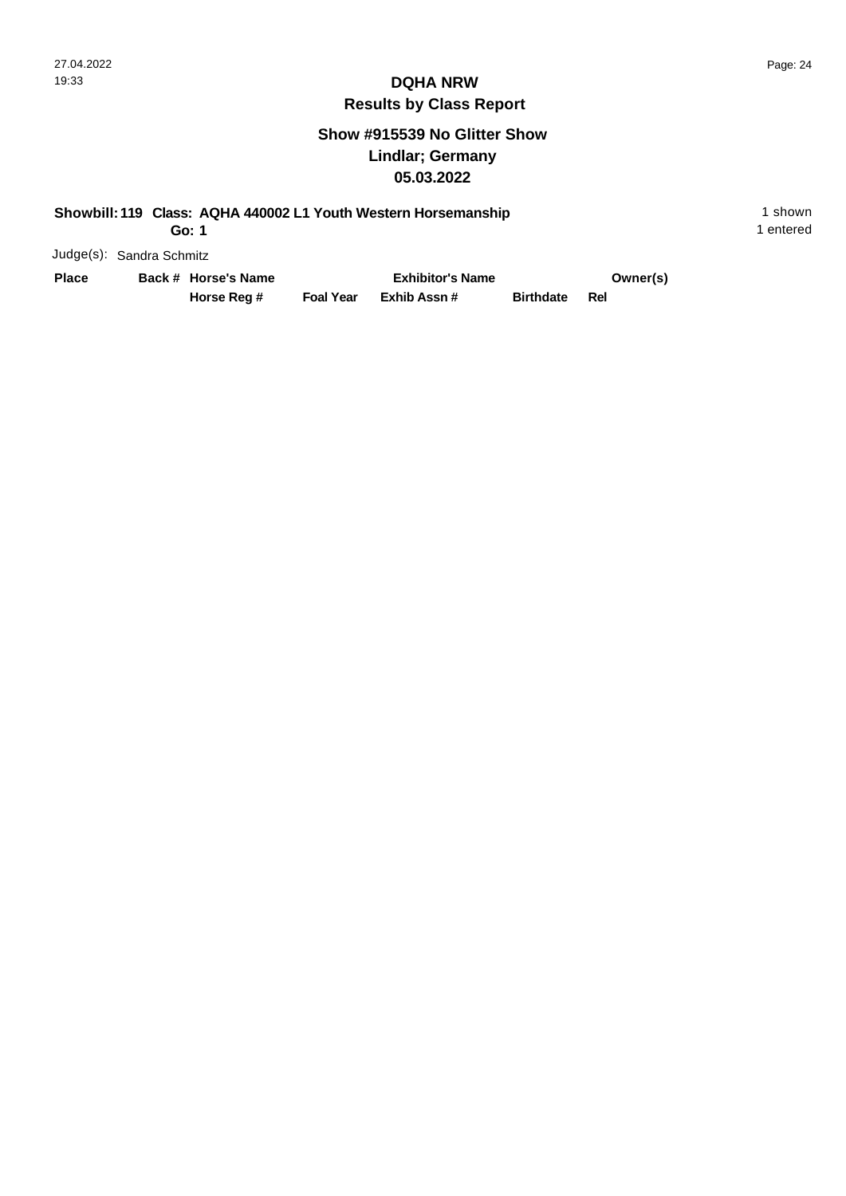# DQHA NRW

## Results by Class Report

### Show #915539 No Glitter Show
### Lindlar; Germany
### 05.03.2022

**Showbill: 119 Class: AQHA 440002 L1 Youth Western Horsemanship** — 1 shown

**Go: 1** — 1 entered

Judge(s): Sandra Schmitz

| Place | Back # | Horse's Name | | Exhibitor's Name | | Owner(s) |
|---|---|---|---|---|---|---|
| | | **Horse Reg #** | **Foal Year** | **Exhib Assn #** | **Birthdate** | **Rel** |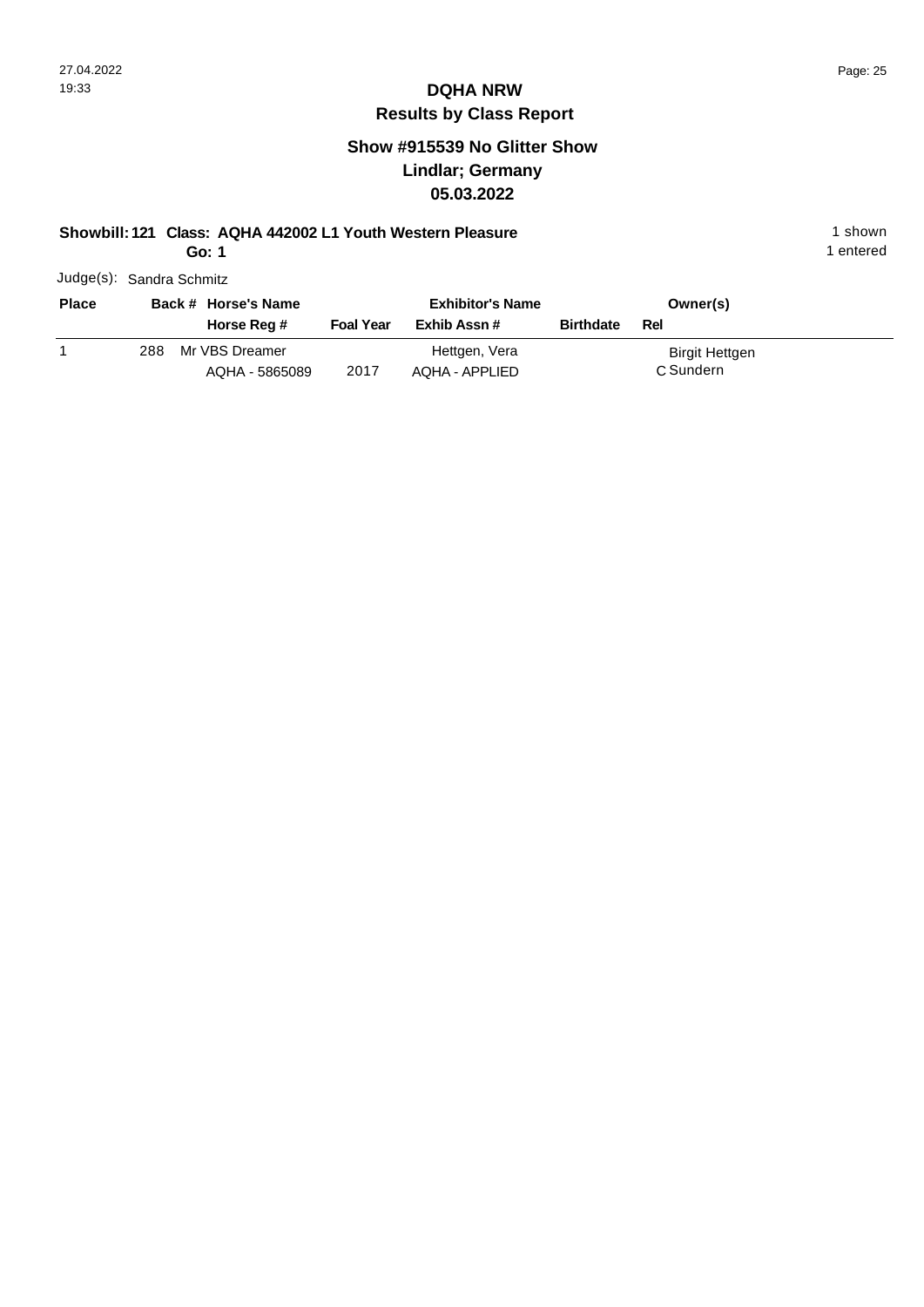# DQHA NRW

## Results by Class Report

### Show #915539 No Glitter Show
### Lindlar; Germany
### 05.03.2022

**Showbill: 121 Class: AQHA 442002 L1 Youth Western Pleasure** — 1 shown, 1 entered

**Go: 1**

Judge(s): Sandra Schmitz

| Place | Back # | Horse's Name / Horse Reg # | Foal Year | Exhibitor's Name / Exhib Assn # | Birthdate | Rel | Owner(s) |
|---|---|---|---|---|---|---|---|
| 1 | 288 | Mr VBS Dreamer / AQHA - 5865089 | 2017 | Hettgen, Vera / AQHA - APPLIED | | C | Birgit Hettgen / Sundern |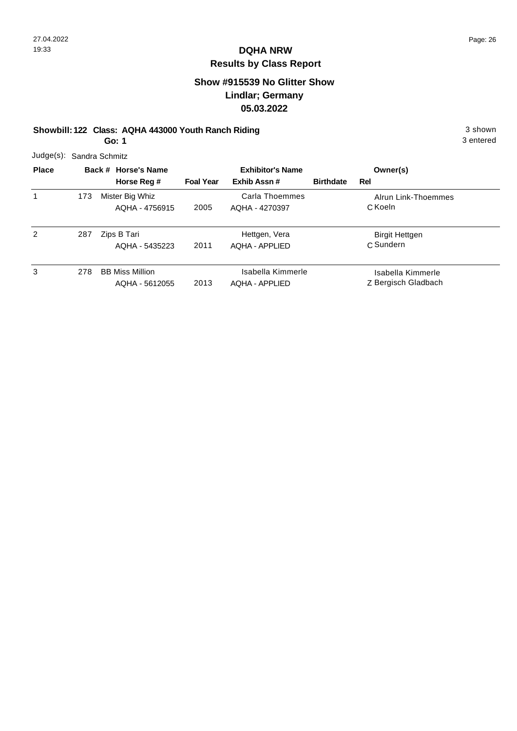# DQHA NRW

## Results by Class Report

### Show #915539 No Glitter Show
### Lindlar; Germany
### 05.03.2022

**Showbill: 122 Class: AQHA 443000 Youth Ranch Riding** — 3 shown

**Go: 1** — 3 entered

Judge(s): Sandra Schmitz

| Place | Back # | Horse's Name / Horse Reg # | Foal Year | Exhibitor's Name / Exhib Assn # | Birthdate | Rel | Owner(s) |
|---|---|---|---|---|---|---|---|
| 1 | 173 | Mister Big Whiz<br>AQHA - 4756915 | 2005 | Carla Thoemmes<br>AQHA - 4270397 | | C | Alrun Link-Thoemmes<br>Koeln |
| 2 | 287 | Zips B Tari<br>AQHA - 5435223 | 2011 | Hettgen, Vera<br>AQHA - APPLIED | | C | Birgit Hettgen<br>Sundern |
| 3 | 278 | BB Miss Million<br>AQHA - 5612055 | 2013 | Isabella Kimmerle<br>AQHA - APPLIED | | Z | Isabella Kimmerle<br>Bergisch Gladbach |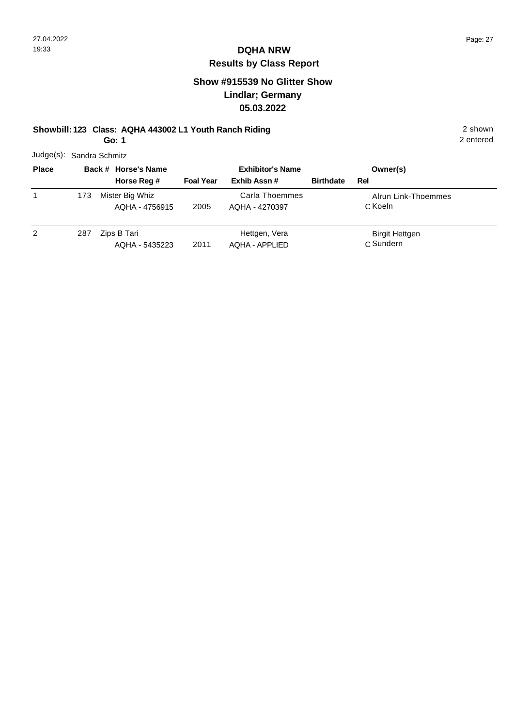# DQHA NRW

## Results by Class Report

### Show #915539 No Glitter Show
### Lindlar; Germany
### 05.03.2022

**Showbill: 123 Class: AQHA 443002 L1 Youth Ranch Riding** — 2 shown

**Go: 1** — 2 entered

Judge(s): Sandra Schmitz

| Place | Back # | Horse's Name / Horse Reg # | Foal Year | Exhibitor's Name / Exhib Assn # | Birthdate | Rel | Owner(s) |
|---|---|---|---|---|---|---|---|
| 1 | 173 | Mister Big Whiz<br>AQHA - 4756915 | 2005 | Carla Thoemmes<br>AQHA - 4270397 | | C | Alrun Link-Thoemmes<br>Koeln |
| 2 | 287 | Zips B Tari<br>AQHA - 5435223 | 2011 | Hettgen, Vera<br>AQHA - APPLIED | | C | Birgit Hettgen<br>Sundern |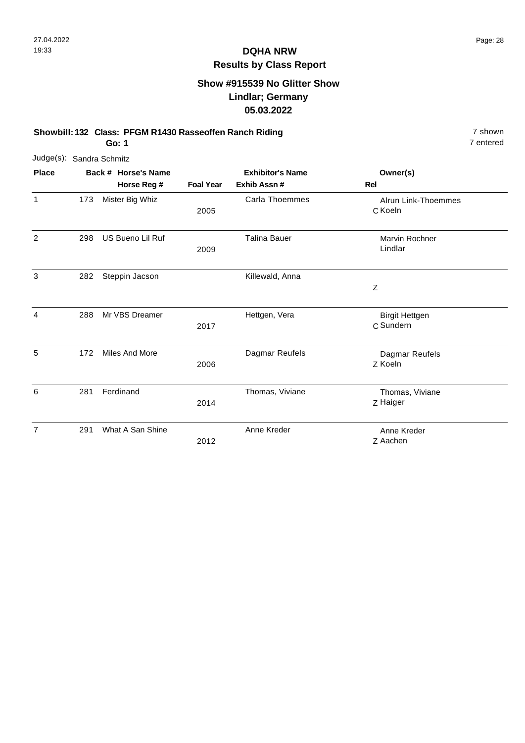# DQHA NRW

## Results by Class Report

### Show #915539 No Glitter Show
### Lindlar; Germany
### 05.03.2022

**Showbill: 132 Class: PFGM R1430 Rasseoffen Ranch Riding** 7 shown
**Go: 1** 7 entered

Judge(s): Sandra Schmitz

| Place | Back # | Horse's Name / Horse Reg # | Foal Year | Exhibitor's Name / Exhib Assn # | Rel | Owner(s) |
|---|---|---|---|---|---|---|
| 1 | 173 | Mister Big Whiz | 2005 | Carla Thoemmes | C | Alrun Link-Thoemmes<br>Koeln |
| 2 | 298 | US Bueno Lil Ruf | 2009 | Talina Bauer | | Marvin Rochner<br>Lindlar |
| 3 | 282 | Steppin Jacson | | Killewald, Anna | Z | |
| 4 | 288 | Mr VBS Dreamer | 2017 | Hettgen, Vera | C | Birgit Hettgen<br>Sundern |
| 5 | 172 | Miles And More | 2006 | Dagmar Reufels | Z | Dagmar Reufels<br>Koeln |
| 6 | 281 | Ferdinand | 2014 | Thomas, Viviane | Z | Thomas, Viviane<br>Haiger |
| 7 | 291 | What A San Shine | 2012 | Anne Kreder | Z | Anne Kreder<br>Aachen |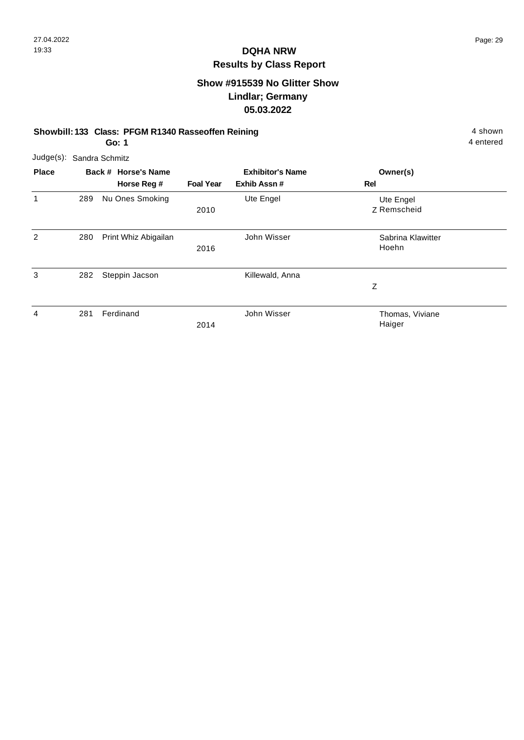# DQHA NRW

## Results by Class Report

### Show #915539 No Glitter Show
### Lindlar; Germany
### 05.03.2022

**Showbill: 133 Class: PFGM R1340 Rasseoffen Reining** 4 shown
**Go: 1** 4 entered

Judge(s): Sandra Schmitz

| Place | Back # | Horse's Name / Horse Reg # | Foal Year | Exhibitor's Name / Exhib Assn # | Rel | Owner(s) |
|---|---|---|---|---|---|---|
| 1 | 289 | Nu Ones Smoking | 2010 | Ute Engel | Z | Ute Engel, Remscheid |
| 2 | 280 | Print Whiz Abigailan | 2016 | John Wisser | | Sabrina Klawitter, Hoehn |
| 3 | 282 | Steppin Jacson | | Killewald, Anna | Z | |
| 4 | 281 | Ferdinand | 2014 | John Wisser | | Thomas, Viviane, Haiger |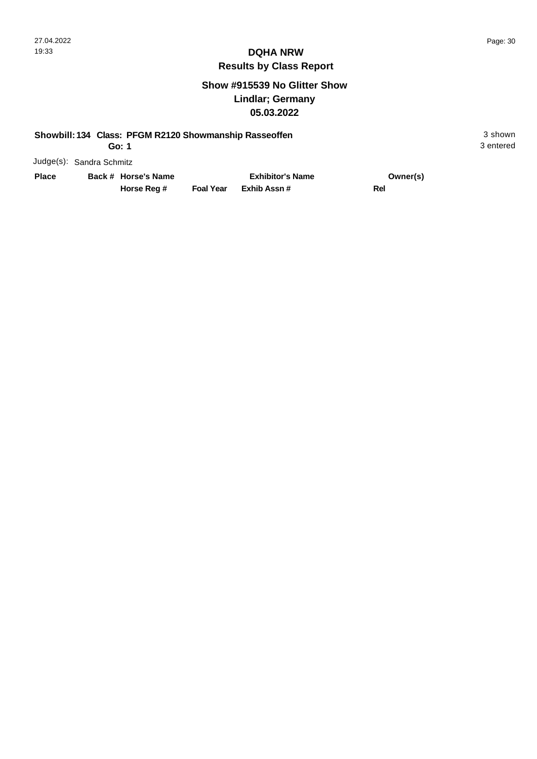# DQHA NRW

## Results by Class Report

### Show #915539 No Glitter Show
### Lindlar; Germany
### 05.03.2022

**Showbill: 134 Class: PFGM R2120 Showmanship Rasseoffen** — 3 shown

**Go: 1** — 3 entered

Judge(s): Sandra Schmitz

| Place | Back # | Horse's Name / Horse Reg # | Foal Year | Exhibitor's Name / Exhib Assn # | Owner(s) / Rel |
|---|---|---|---|---|---|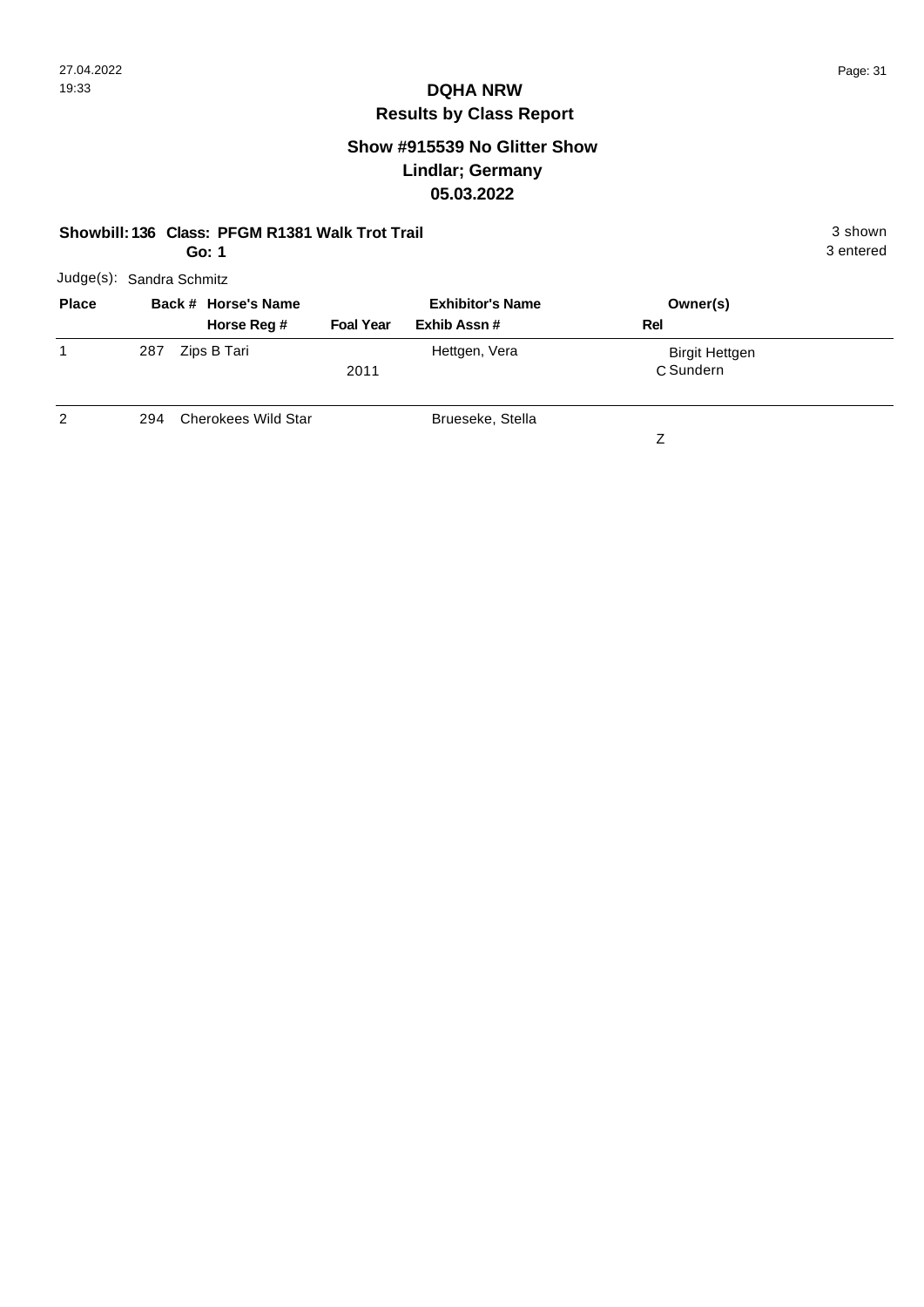# DQHA NRW

## Results by Class Report

### Show #915539 No Glitter Show
### Lindlar; Germany
### 05.03.2022

**Showbill: 136 Class: PFGM R1381 Walk Trot Trail** — 3 shown

**Go: 1** — 3 entered

Judge(s): Sandra Schmitz

| Place | Back # | Horse's Name / Horse Reg # | Foal Year | Exhibitor's Name / Exhib Assn # | Rel | Owner(s) |
|---|---|---|---|---|---|---|
| 1 | 287 | Zips B Tari | 2011 | Hettgen, Vera | C | Birgit Hettgen Sundern |
| 2 | 294 | Cherokees Wild Star | | Brueseke, Stella | Z | |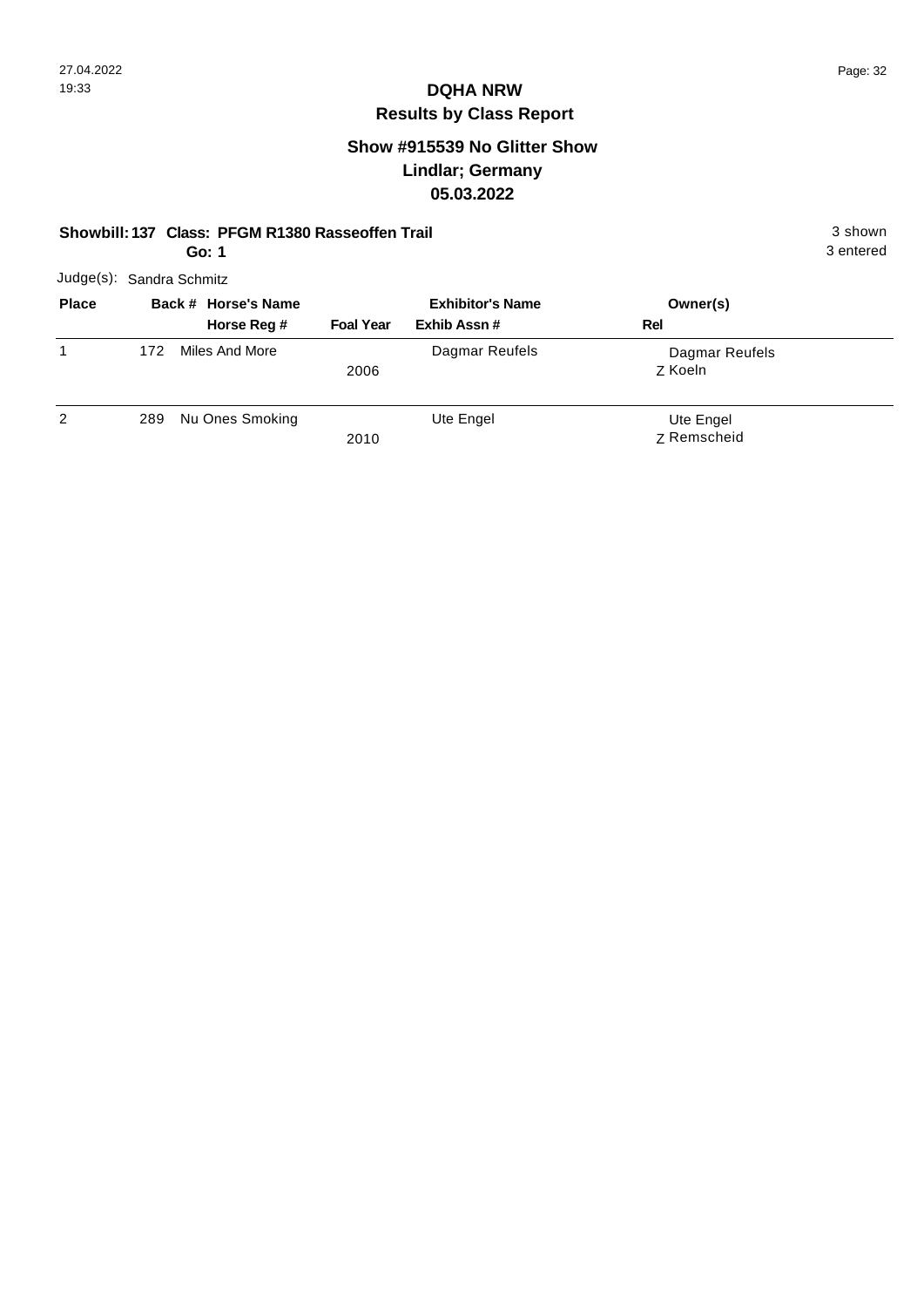# DQHA NRW

## Results by Class Report

### Show #915539 No Glitter Show
### Lindlar; Germany
### 05.03.2022

**Showbill: 137 Class: PFGM R1380 Rasseoffen Trail** 3 shown

**Go: 1** 3 entered

Judge(s): Sandra Schmitz

| Place | Back # | Horse's Name / Horse Reg # | Foal Year | Exhibitor's Name / Exhib Assn # | Owner(s) / Rel |
|---|---|---|---|---|---|
| 1 | 172 | Miles And More | 2006 | Dagmar Reufels | Dagmar Reufels<br>Z Koeln |
| 2 | 289 | Nu Ones Smoking | 2010 | Ute Engel | Ute Engel<br>Z Remscheid |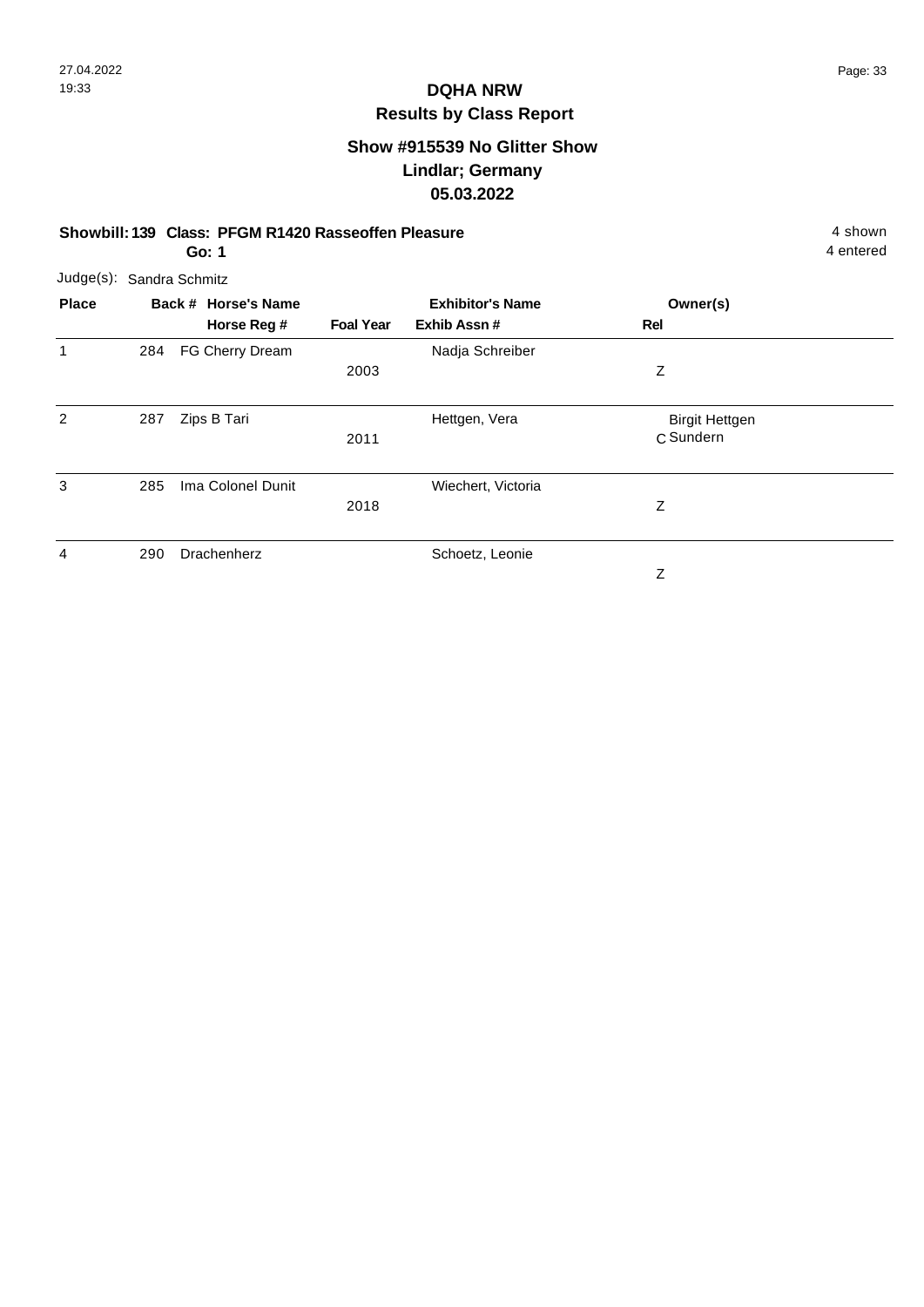# DQHA NRW

## Results by Class Report

### Show #915539 No Glitter Show
### Lindlar; Germany
### 05.03.2022

**Showbill: 139 Class: PFGM R1420 Rasseoffen Pleasure** 4 shown

**Go: 1** 4 entered

Judge(s): Sandra Schmitz

| Place | Back # | Horse's Name / Horse Reg # | Foal Year | Exhibitor's Name / Exhib Assn # | Owner(s) / Rel |
|---|---|---|---|---|---|
| 1 | 284 | FG Cherry Dream | 2003 | Nadja Schreiber | Z |
| 2 | 287 | Zips B Tari | 2011 | Hettgen, Vera | Birgit Hettgen<br>C Sundern |
| 3 | 285 | Ima Colonel Dunit | 2018 | Wiechert, Victoria | Z |
| 4 | 290 | Drachenherz | | Schoetz, Leonie | Z |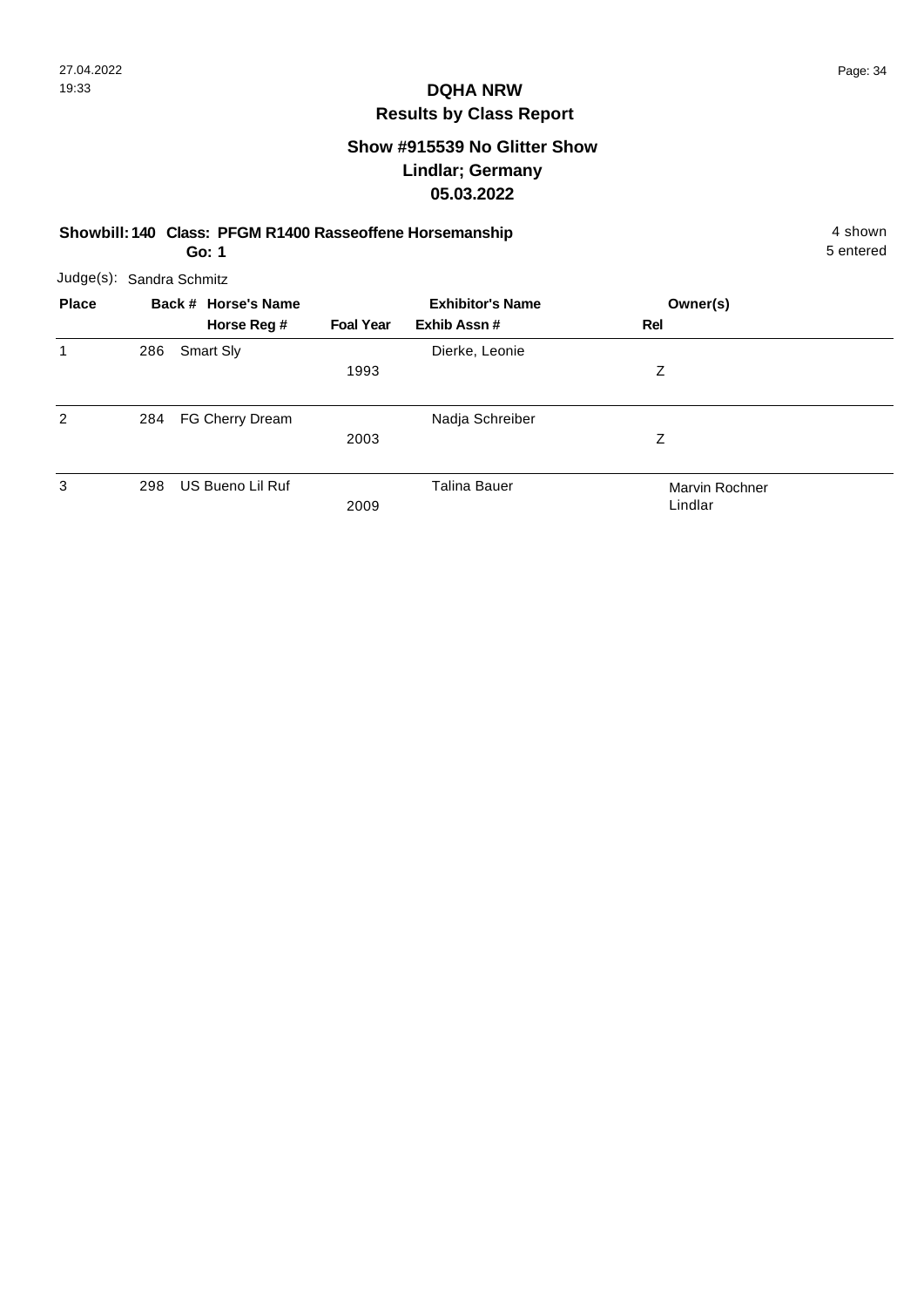# DQHA NRW

## Results by Class Report

### Show #915539 No Glitter Show
### Lindlar; Germany
### 05.03.2022

**Showbill: 140 Class: PFGM R1400 Rasseoffene Horsemanship** 4 shown

**Go: 1** 5 entered

Judge(s): Sandra Schmitz

| Place | Back # | Horse's Name / Horse Reg # | Foal Year | Exhibitor's Name / Exhib Assn # | Owner(s) / Rel |
|---|---|---|---|---|---|
| 1 | 286 | Smart Sly | 1993 | Dierke, Leonie | Z |
| 2 | 284 | FG Cherry Dream | 2003 | Nadja Schreiber | Z |
| 3 | 298 | US Bueno Lil Ruf | 2009 | Talina Bauer | Marvin Rochner Lindlar |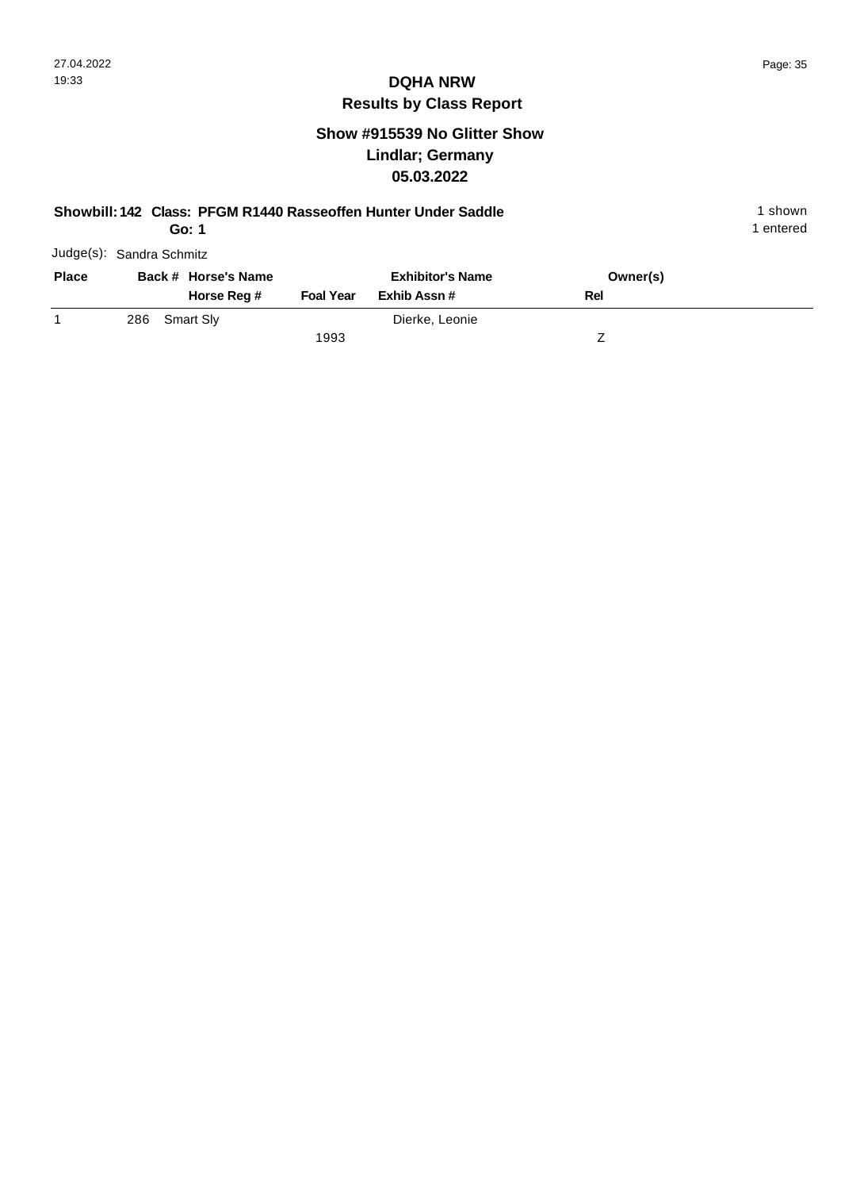# DQHA NRW
## Results by Class Report

### Show #915539 No Glitter Show
### Lindlar; Germany
### 05.03.2022

**Showbill: 142 Class: PFGM R1440 Rasseoffen Hunter Under Saddle** — 1 shown

**Go: 1** — 1 entered

Judge(s): Sandra Schmitz

| Place | Back # | Horse's Name / Horse Reg # | Foal Year | Exhibitor's Name / Exhib Assn # | Owner(s) / Rel |
|---|---|---|---|---|---|
| 1 | 286 | Smart Sly | 1993 | Dierke, Leonie | Z |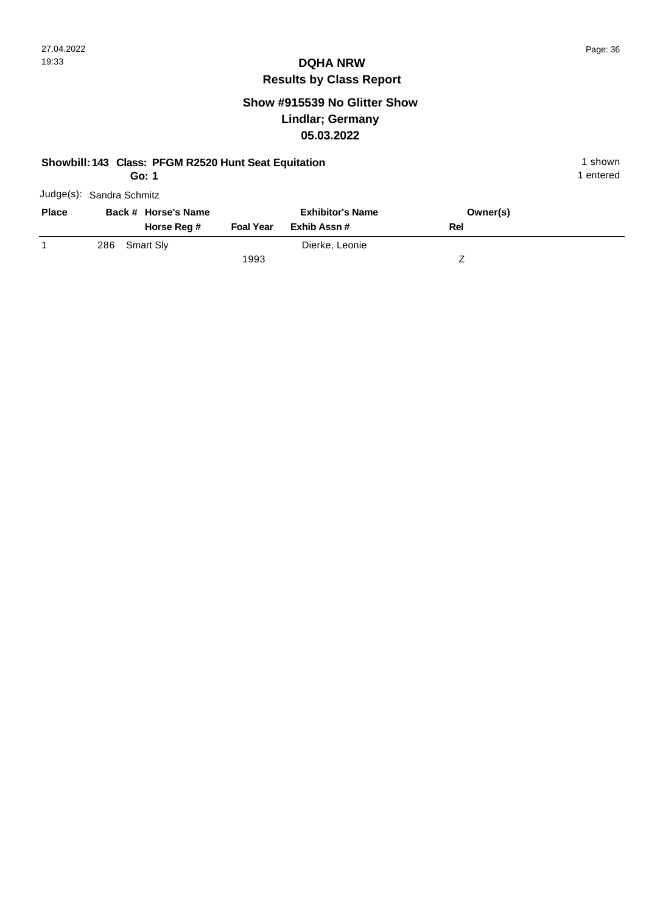# DQHA NRW

## Results by Class Report

### Show #915539 No Glitter Show
### Lindlar; Germany
### 05.03.2022

**Showbill: 143 Class: PFGM R2520 Hunt Seat Equitation** — 1 shown

**Go: 1** — 1 entered

Judge(s): Sandra Schmitz

| Place | Back # | Horse's Name / Horse Reg # | Foal Year | Exhibitor's Name / Exhib Assn # | Owner(s) / Rel |
|---|---|---|---|---|---|
| 1 | 286 | Smart Sly | 1993 | Dierke, Leonie | Z |